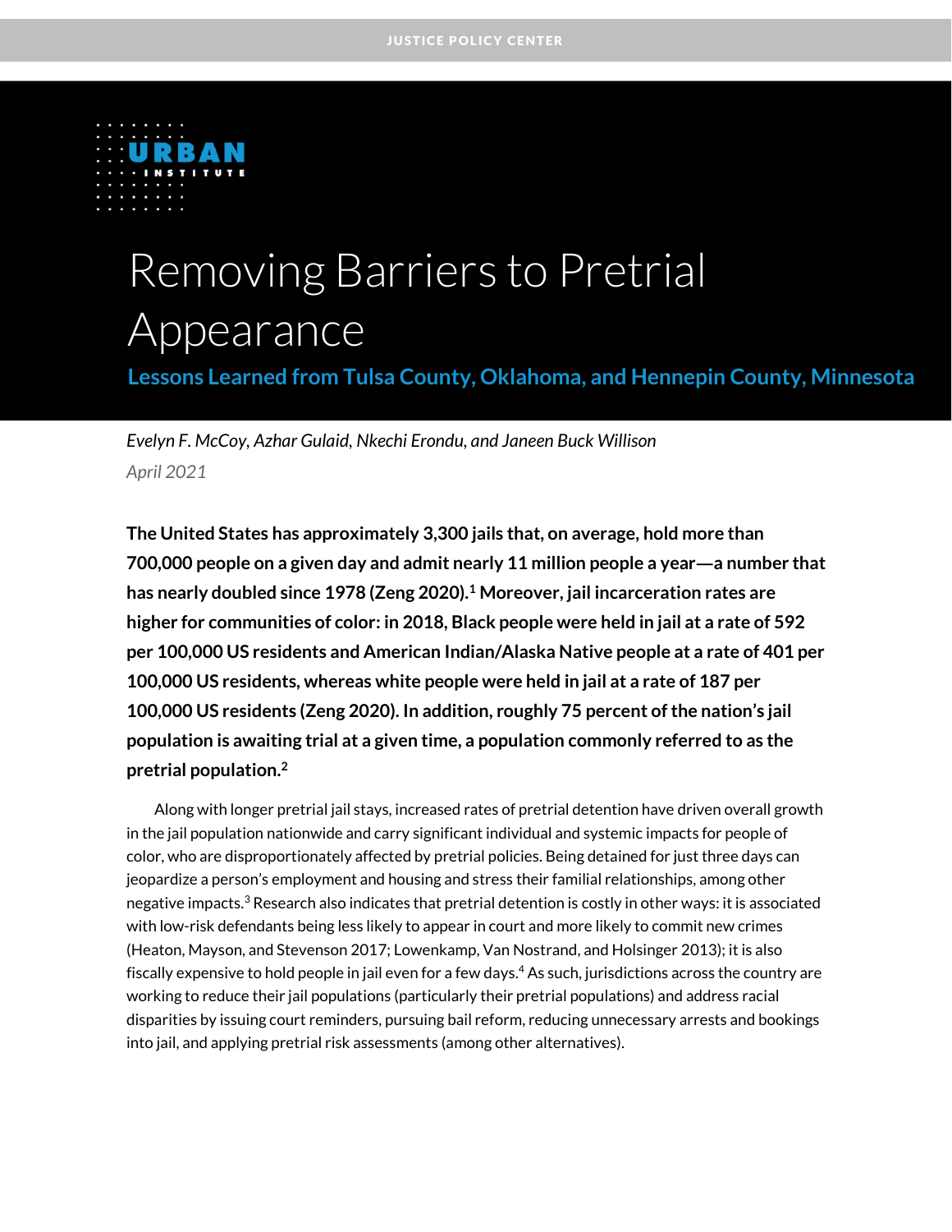JUSTICE POLICY CENTER

URBAN INSTITUTE

# Removing Barriers to Pretrial Appearance

## Lessons Learned from Tulsa County, Oklahoma, and Hennepin County, Minnesota

*Evelyn F. McCoy, Azhar Gulaid, Nkechi Erondu, and Janeen Buck Willison*

*April 2021*

**The United States has approximately 3,300 jails that, on average, hold more than 700,000 people on a given day and admit nearly 11 million people a year—a number that has nearly doubled since 1978 (Zeng 2020).[1] Moreover, jail incarceration rates are higher for communities of color: in 2018, Black people were held in jail at a rate of 592 per 100,000 US residents and American Indian/Alaska Native people at a rate of 401 per 100,000 US residents, whereas white people were held in jail at a rate of 187 per 100,000 US residents (Zeng 2020). In addition, roughly 75 percent of the nation's jail population is awaiting trial at a given time, a population commonly referred to as the pretrial population.[2]**

Along with longer pretrial jail stays, increased rates of pretrial detention have driven overall growth in the jail population nationwide and carry significant individual and systemic impacts for people of color, who are disproportionately affected by pretrial policies. Being detained for just three days can jeopardize a person's employment and housing and stress their familial relationships, among other negative impacts.[3] Research also indicates that pretrial detention is costly in other ways: it is associated with low-risk defendants being less likely to appear in court and more likely to commit new crimes (Heaton, Mayson, and Stevenson 2017; Lowenkamp, Van Nostrand, and Holsinger 2013); it is also fiscally expensive to hold people in jail even for a few days.[4] As such, jurisdictions across the country are working to reduce their jail populations (particularly their pretrial populations) and address racial disparities by issuing court reminders, pursuing bail reform, reducing unnecessary arrests and bookings into jail, and applying pretrial risk assessments (among other alternatives).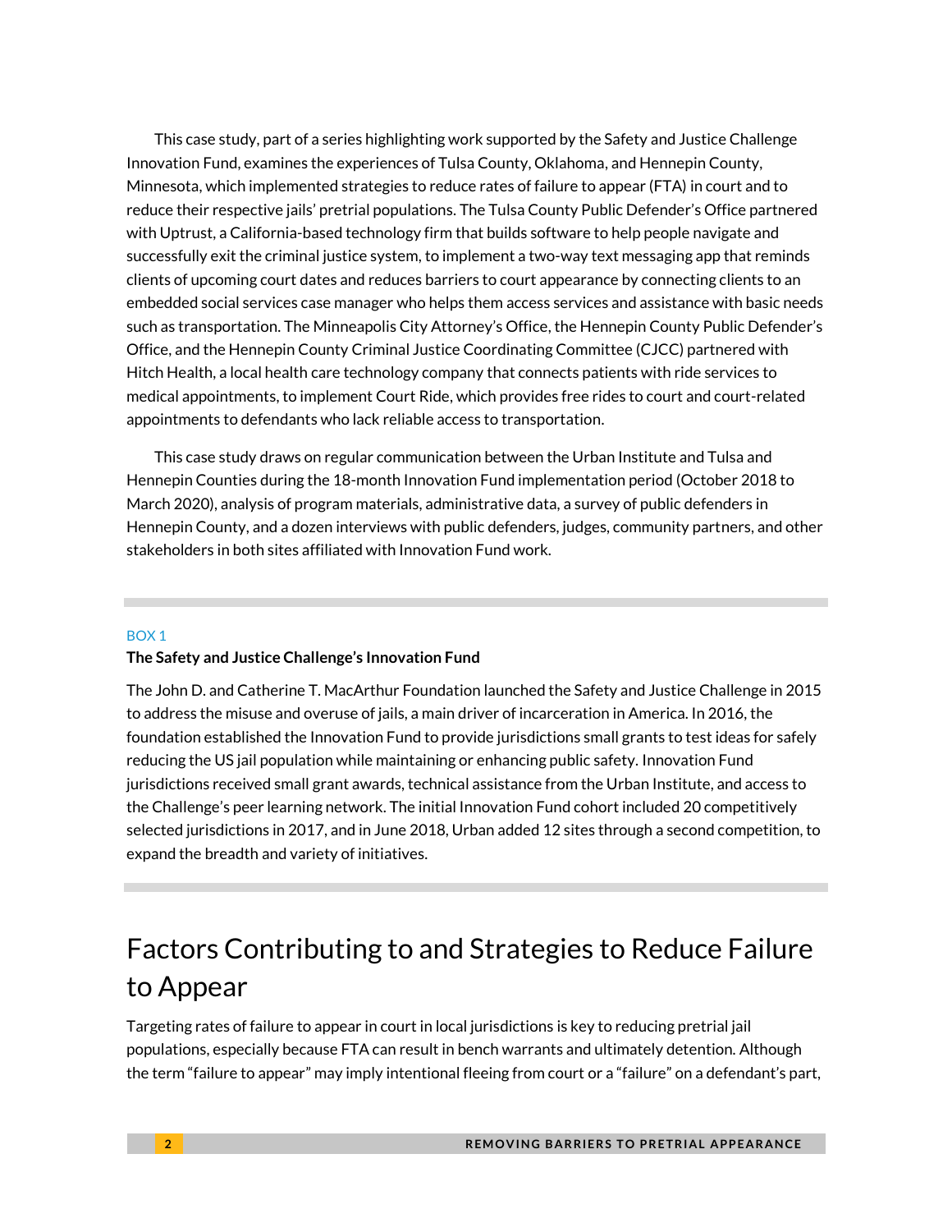This case study, part of a series highlighting work supported by the Safety and Justice Challenge Innovation Fund, examines the experiences of Tulsa County, Oklahoma, and Hennepin County, Minnesota, which implemented strategies to reduce rates of failure to appear (FTA) in court and to reduce their respective jails' pretrial populations. The Tulsa County Public Defender's Office partnered with Uptrust, a California-based technology firm that builds software to help people navigate and successfully exit the criminal justice system, to implement a two-way text messaging app that reminds clients of upcoming court dates and reduces barriers to court appearance by connecting clients to an embedded social services case manager who helps them access services and assistance with basic needs such as transportation. The Minneapolis City Attorney's Office, the Hennepin County Public Defender's Office, and the Hennepin County Criminal Justice Coordinating Committee (CJCC) partnered with Hitch Health, a local health care technology company that connects patients with ride services to medical appointments, to implement Court Ride, which provides free rides to court and court-related appointments to defendants who lack reliable access to transportation.

This case study draws on regular communication between the Urban Institute and Tulsa and Hennepin Counties during the 18-month Innovation Fund implementation period (October 2018 to March 2020), analysis of program materials, administrative data, a survey of public defenders in Hennepin County, and a dozen interviews with public defenders, judges, community partners, and other stakeholders in both sites affiliated with Innovation Fund work.

---

BOX 1

**The Safety and Justice Challenge's Innovation Fund**

The John D. and Catherine T. MacArthur Foundation launched the Safety and Justice Challenge in 2015 to address the misuse and overuse of jails, a main driver of incarceration in America. In 2016, the foundation established the Innovation Fund to provide jurisdictions small grants to test ideas for safely reducing the US jail population while maintaining or enhancing public safety. Innovation Fund jurisdictions received small grant awards, technical assistance from the Urban Institute, and access to the Challenge's peer learning network. The initial Innovation Fund cohort included 20 competitively selected jurisdictions in 2017, and in June 2018, Urban added 12 sites through a second competition, to expand the breadth and variety of initiatives.

---

# Factors Contributing to and Strategies to Reduce Failure to Appear

Targeting rates of failure to appear in court in local jurisdictions is key to reducing pretrial jail populations, especially because FTA can result in bench warrants and ultimately detention. Although the term "failure to appear" may imply intentional fleeing from court or a "failure" on a defendant's part,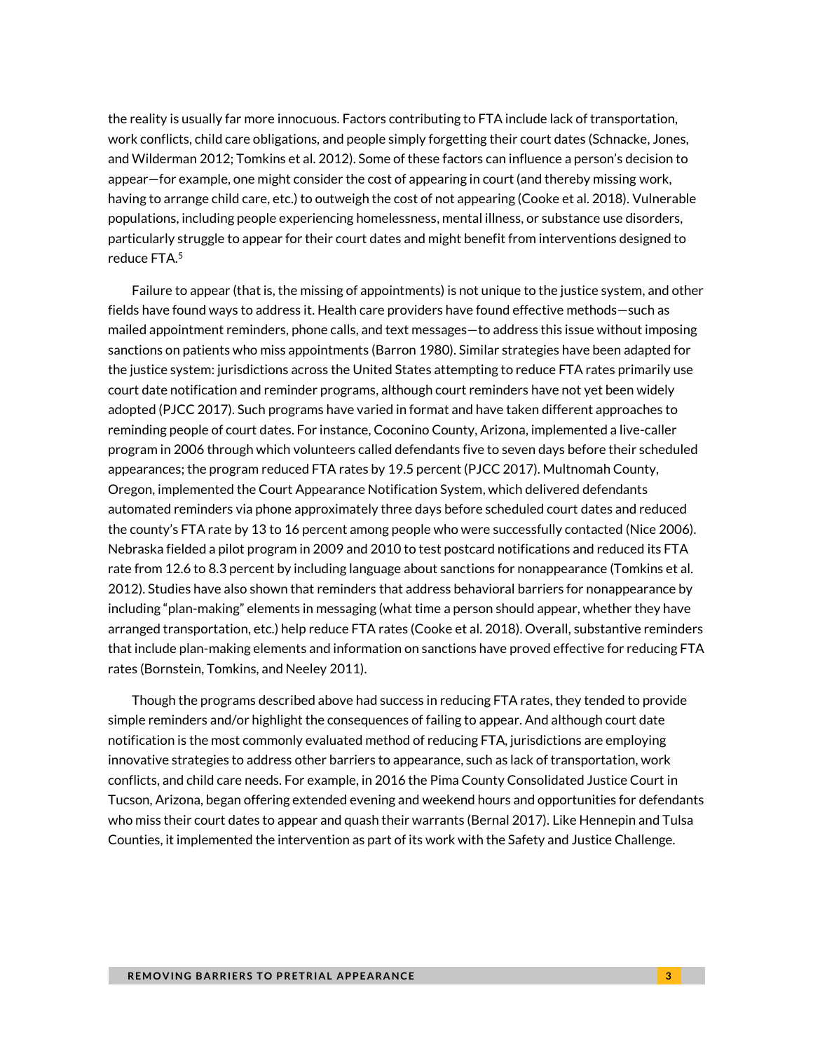the reality is usually far more innocuous. Factors contributing to FTA include lack of transportation, work conflicts, child care obligations, and people simply forgetting their court dates (Schnacke, Jones, and Wilderman 2012; Tomkins et al. 2012). Some of these factors can influence a person's decision to appear—for example, one might consider the cost of appearing in court (and thereby missing work, having to arrange child care, etc.) to outweigh the cost of not appearing (Cooke et al. 2018). Vulnerable populations, including people experiencing homelessness, mental illness, or substance use disorders, particularly struggle to appear for their court dates and might benefit from interventions designed to reduce FTA.[5]

Failure to appear (that is, the missing of appointments) is not unique to the justice system, and other fields have found ways to address it. Health care providers have found effective methods—such as mailed appointment reminders, phone calls, and text messages—to address this issue without imposing sanctions on patients who miss appointments (Barron 1980). Similar strategies have been adapted for the justice system: jurisdictions across the United States attempting to reduce FTA rates primarily use court date notification and reminder programs, although court reminders have not yet been widely adopted (PJCC 2017). Such programs have varied in format and have taken different approaches to reminding people of court dates. For instance, Coconino County, Arizona, implemented a live-caller program in 2006 through which volunteers called defendants five to seven days before their scheduled appearances; the program reduced FTA rates by 19.5 percent (PJCC 2017). Multnomah County, Oregon, implemented the Court Appearance Notification System, which delivered defendants automated reminders via phone approximately three days before scheduled court dates and reduced the county's FTA rate by 13 to 16 percent among people who were successfully contacted (Nice 2006). Nebraska fielded a pilot program in 2009 and 2010 to test postcard notifications and reduced its FTA rate from 12.6 to 8.3 percent by including language about sanctions for nonappearance (Tomkins et al. 2012). Studies have also shown that reminders that address behavioral barriers for nonappearance by including "plan-making" elements in messaging (what time a person should appear, whether they have arranged transportation, etc.) help reduce FTA rates (Cooke et al. 2018). Overall, substantive reminders that include plan-making elements and information on sanctions have proved effective for reducing FTA rates (Bornstein, Tomkins, and Neeley 2011).

Though the programs described above had success in reducing FTA rates, they tended to provide simple reminders and/or highlight the consequences of failing to appear. And although court date notification is the most commonly evaluated method of reducing FTA, jurisdictions are employing innovative strategies to address other barriers to appearance, such as lack of transportation, work conflicts, and child care needs. For example, in 2016 the Pima County Consolidated Justice Court in Tucson, Arizona, began offering extended evening and weekend hours and opportunities for defendants who miss their court dates to appear and quash their warrants (Bernal 2017). Like Hennepin and Tulsa Counties, it implemented the intervention as part of its work with the Safety and Justice Challenge.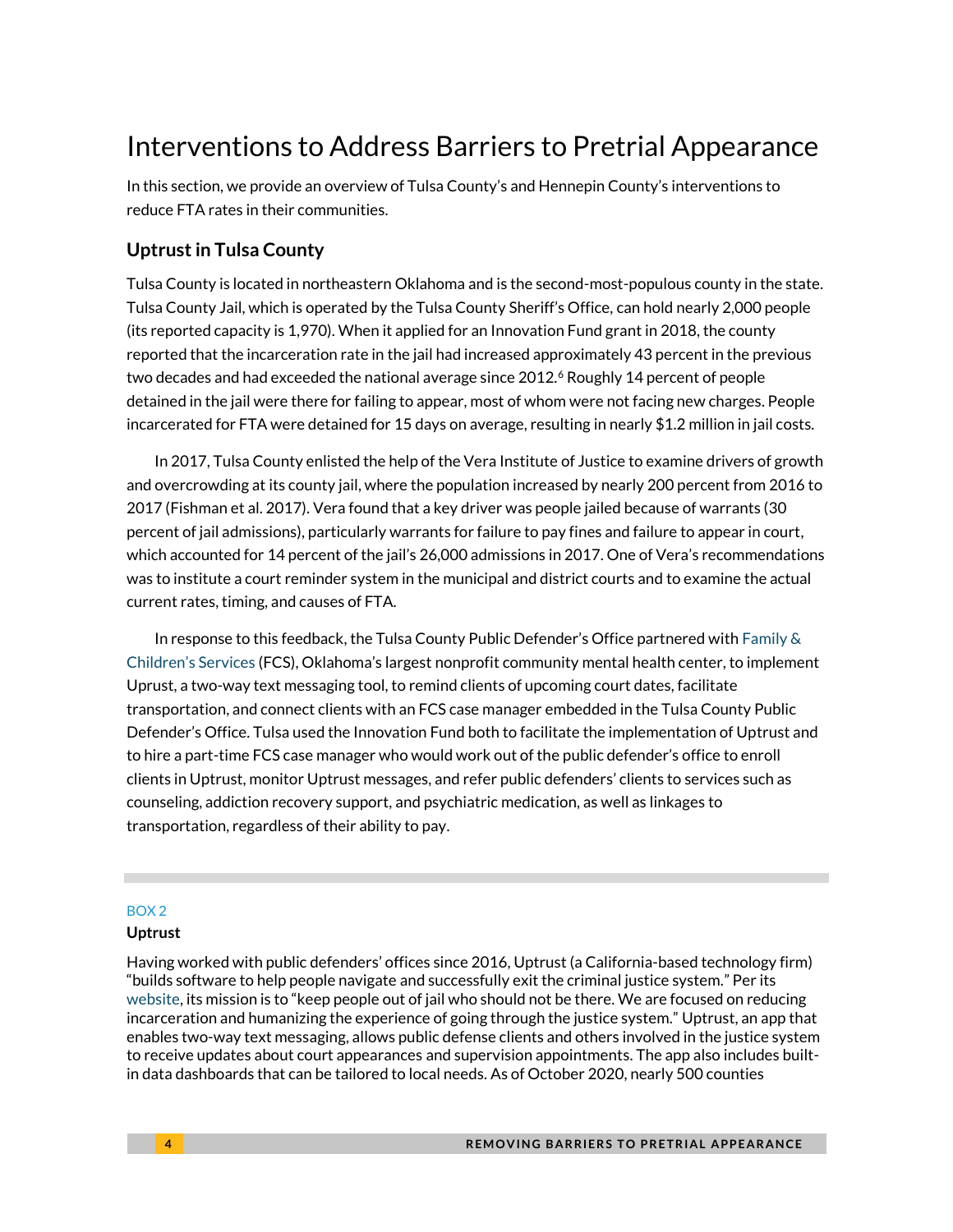# Interventions to Address Barriers to Pretrial Appearance

In this section, we provide an overview of Tulsa County's and Hennepin County's interventions to reduce FTA rates in their communities.

## Uptrust in Tulsa County

Tulsa County is located in northeastern Oklahoma and is the second-most-populous county in the state. Tulsa County Jail, which is operated by the Tulsa County Sheriff's Office, can hold nearly 2,000 people (its reported capacity is 1,970). When it applied for an Innovation Fund grant in 2018, the county reported that the incarceration rate in the jail had increased approximately 43 percent in the previous two decades and had exceeded the national average since 2012.[6] Roughly 14 percent of people detained in the jail were there for failing to appear, most of whom were not facing new charges. People incarcerated for FTA were detained for 15 days on average, resulting in nearly $1.2 million in jail costs.

In 2017, Tulsa County enlisted the help of the Vera Institute of Justice to examine drivers of growth and overcrowding at its county jail, where the population increased by nearly 200 percent from 2016 to 2017 (Fishman et al. 2017). Vera found that a key driver was people jailed because of warrants (30 percent of jail admissions), particularly warrants for failure to pay fines and failure to appear in court, which accounted for 14 percent of the jail's 26,000 admissions in 2017. One of Vera's recommendations was to institute a court reminder system in the municipal and district courts and to examine the actual current rates, timing, and causes of FTA.

In response to this feedback, the Tulsa County Public Defender's Office partnered with Family & Children's Services (FCS), Oklahoma's largest nonprofit community mental health center, to implement Uptrust, a two-way text messaging tool, to remind clients of upcoming court dates, facilitate transportation, and connect clients with an FCS case manager embedded in the Tulsa County Public Defender's Office. Tulsa used the Innovation Fund both to facilitate the implementation of Uptrust and to hire a part-time FCS case manager who would work out of the public defender's office to enroll clients in Uptrust, monitor Uptrust messages, and refer public defenders' clients to services such as counseling, addiction recovery support, and psychiatric medication, as well as linkages to transportation, regardless of their ability to pay.

BOX 2

**Uptrust**

Having worked with public defenders' offices since 2016, Uptrust (a California-based technology firm) "builds software to help people navigate and successfully exit the criminal justice system." Per its website, its mission is to "keep people out of jail who should not be there. We are focused on reducing incarceration and humanizing the experience of going through the justice system." Uptrust, an app that enables two-way text messaging, allows public defense clients and others involved in the justice system to receive updates about court appearances and supervision appointments. The app also includes built-in data dashboards that can be tailored to local needs. As of October 2020, nearly 500 counties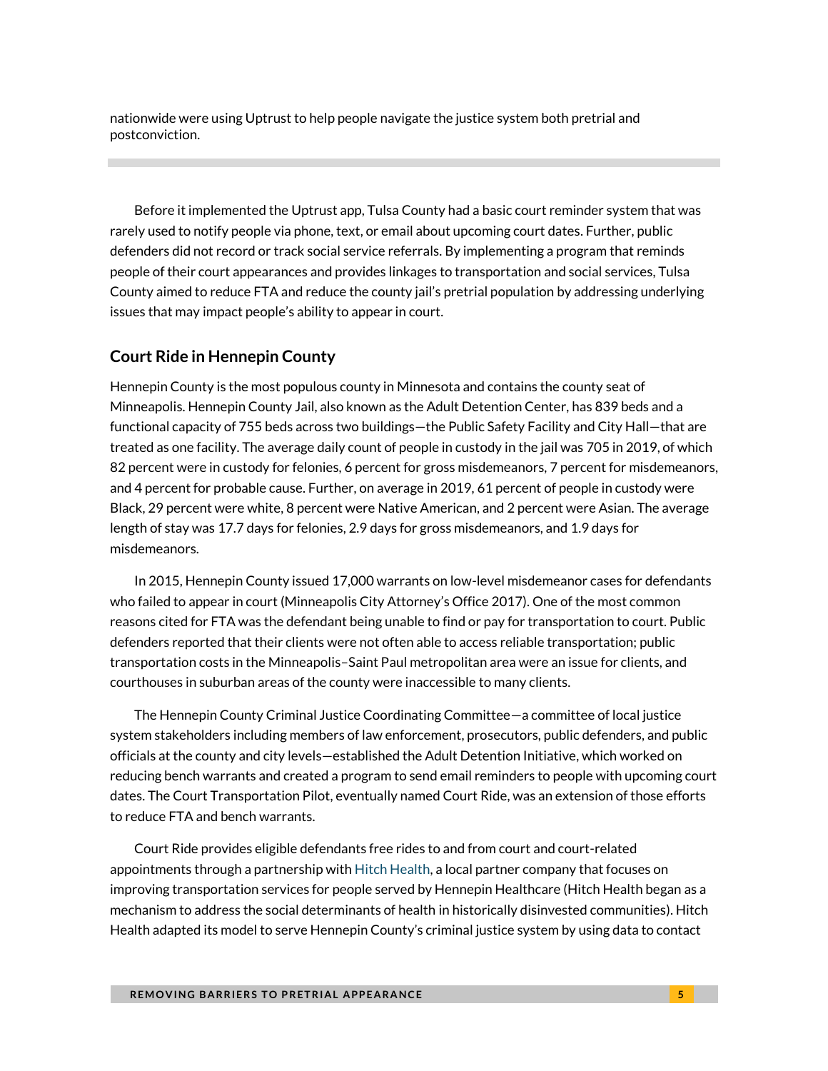nationwide were using Uptrust to help people navigate the justice system both pretrial and postconviction.

---

Before it implemented the Uptrust app, Tulsa County had a basic court reminder system that was rarely used to notify people via phone, text, or email about upcoming court dates. Further, public defenders did not record or track social service referrals. By implementing a program that reminds people of their court appearances and provides linkages to transportation and social services, Tulsa County aimed to reduce FTA and reduce the county jail's pretrial population by addressing underlying issues that may impact people's ability to appear in court.

## Court Ride in Hennepin County

Hennepin County is the most populous county in Minnesota and contains the county seat of Minneapolis. Hennepin County Jail, also known as the Adult Detention Center, has 839 beds and a functional capacity of 755 beds across two buildings—the Public Safety Facility and City Hall—that are treated as one facility. The average daily count of people in custody in the jail was 705 in 2019, of which 82 percent were in custody for felonies, 6 percent for gross misdemeanors, 7 percent for misdemeanors, and 4 percent for probable cause. Further, on average in 2019, 61 percent of people in custody were Black, 29 percent were white, 8 percent were Native American, and 2 percent were Asian. The average length of stay was 17.7 days for felonies, 2.9 days for gross misdemeanors, and 1.9 days for misdemeanors.

In 2015, Hennepin County issued 17,000 warrants on low-level misdemeanor cases for defendants who failed to appear in court (Minneapolis City Attorney's Office 2017). One of the most common reasons cited for FTA was the defendant being unable to find or pay for transportation to court. Public defenders reported that their clients were not often able to access reliable transportation; public transportation costs in the Minneapolis–Saint Paul metropolitan area were an issue for clients, and courthouses in suburban areas of the county were inaccessible to many clients.

The Hennepin County Criminal Justice Coordinating Committee—a committee of local justice system stakeholders including members of law enforcement, prosecutors, public defenders, and public officials at the county and city levels—established the Adult Detention Initiative, which worked on reducing bench warrants and created a program to send email reminders to people with upcoming court dates. The Court Transportation Pilot, eventually named Court Ride, was an extension of those efforts to reduce FTA and bench warrants.

Court Ride provides eligible defendants free rides to and from court and court-related appointments through a partnership with Hitch Health, a local partner company that focuses on improving transportation services for people served by Hennepin Healthcare (Hitch Health began as a mechanism to address the social determinants of health in historically disinvested communities). Hitch Health adapted its model to serve Hennepin County's criminal justice system by using data to contact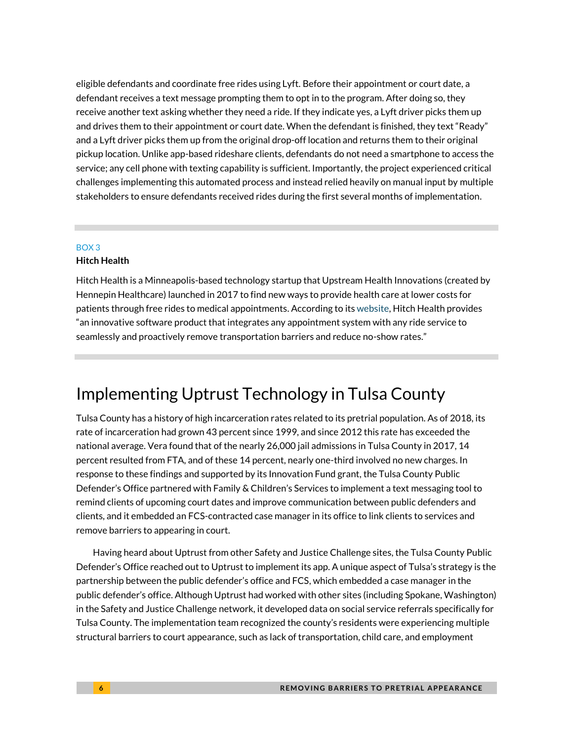eligible defendants and coordinate free rides using Lyft. Before their appointment or court date, a defendant receives a text message prompting them to opt in to the program. After doing so, they receive another text asking whether they need a ride. If they indicate yes, a Lyft driver picks them up and drives them to their appointment or court date. When the defendant is finished, they text "Ready" and a Lyft driver picks them up from the original drop-off location and returns them to their original pickup location. Unlike app-based rideshare clients, defendants do not need a smartphone to access the service; any cell phone with texting capability is sufficient. Importantly, the project experienced critical challenges implementing this automated process and instead relied heavily on manual input by multiple stakeholders to ensure defendants received rides during the first several months of implementation.

---

BOX 3

**Hitch Health**

Hitch Health is a Minneapolis-based technology startup that Upstream Health Innovations (created by Hennepin Healthcare) launched in 2017 to find new ways to provide health care at lower costs for patients through free rides to medical appointments. According to its website, Hitch Health provides "an innovative software product that integrates any appointment system with any ride service to seamlessly and proactively remove transportation barriers and reduce no-show rates."

---

# Implementing Uptrust Technology in Tulsa County

Tulsa County has a history of high incarceration rates related to its pretrial population. As of 2018, its rate of incarceration had grown 43 percent since 1999, and since 2012 this rate has exceeded the national average. Vera found that of the nearly 26,000 jail admissions in Tulsa County in 2017, 14 percent resulted from FTA, and of these 14 percent, nearly one-third involved no new charges. In response to these findings and supported by its Innovation Fund grant, the Tulsa County Public Defender's Office partnered with Family & Children's Services to implement a text messaging tool to remind clients of upcoming court dates and improve communication between public defenders and clients, and it embedded an FCS-contracted case manager in its office to link clients to services and remove barriers to appearing in court.

Having heard about Uptrust from other Safety and Justice Challenge sites, the Tulsa County Public Defender's Office reached out to Uptrust to implement its app. A unique aspect of Tulsa's strategy is the partnership between the public defender's office and FCS, which embedded a case manager in the public defender's office. Although Uptrust had worked with other sites (including Spokane, Washington) in the Safety and Justice Challenge network, it developed data on social service referrals specifically for Tulsa County. The implementation team recognized the county's residents were experiencing multiple structural barriers to court appearance, such as lack of transportation, child care, and employment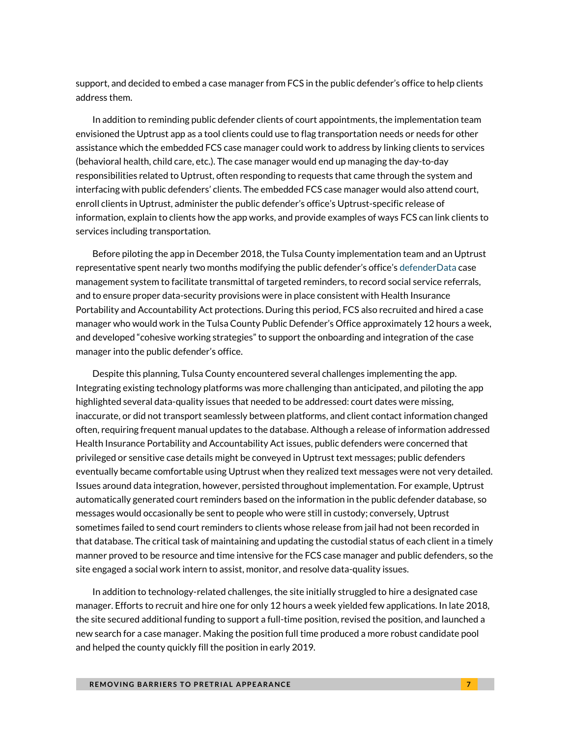support, and decided to embed a case manager from FCS in the public defender's office to help clients address them.

In addition to reminding public defender clients of court appointments, the implementation team envisioned the Uptrust app as a tool clients could use to flag transportation needs or needs for other assistance which the embedded FCS case manager could work to address by linking clients to services (behavioral health, child care, etc.). The case manager would end up managing the day-to-day responsibilities related to Uptrust, often responding to requests that came through the system and interfacing with public defenders' clients. The embedded FCS case manager would also attend court, enroll clients in Uptrust, administer the public defender's office's Uptrust-specific release of information, explain to clients how the app works, and provide examples of ways FCS can link clients to services including transportation.

Before piloting the app in December 2018, the Tulsa County implementation team and an Uptrust representative spent nearly two months modifying the public defender's office's defenderData case management system to facilitate transmittal of targeted reminders, to record social service referrals, and to ensure proper data-security provisions were in place consistent with Health Insurance Portability and Accountability Act protections. During this period, FCS also recruited and hired a case manager who would work in the Tulsa County Public Defender's Office approximately 12 hours a week, and developed "cohesive working strategies" to support the onboarding and integration of the case manager into the public defender's office.

Despite this planning, Tulsa County encountered several challenges implementing the app. Integrating existing technology platforms was more challenging than anticipated, and piloting the app highlighted several data-quality issues that needed to be addressed: court dates were missing, inaccurate, or did not transport seamlessly between platforms, and client contact information changed often, requiring frequent manual updates to the database. Although a release of information addressed Health Insurance Portability and Accountability Act issues, public defenders were concerned that privileged or sensitive case details might be conveyed in Uptrust text messages; public defenders eventually became comfortable using Uptrust when they realized text messages were not very detailed. Issues around data integration, however, persisted throughout implementation. For example, Uptrust automatically generated court reminders based on the information in the public defender database, so messages would occasionally be sent to people who were still in custody; conversely, Uptrust sometimes failed to send court reminders to clients whose release from jail had not been recorded in that database. The critical task of maintaining and updating the custodial status of each client in a timely manner proved to be resource and time intensive for the FCS case manager and public defenders, so the site engaged a social work intern to assist, monitor, and resolve data-quality issues.

In addition to technology-related challenges, the site initially struggled to hire a designated case manager. Efforts to recruit and hire one for only 12 hours a week yielded few applications. In late 2018, the site secured additional funding to support a full-time position, revised the position, and launched a new search for a case manager. Making the position full time produced a more robust candidate pool and helped the county quickly fill the position in early 2019.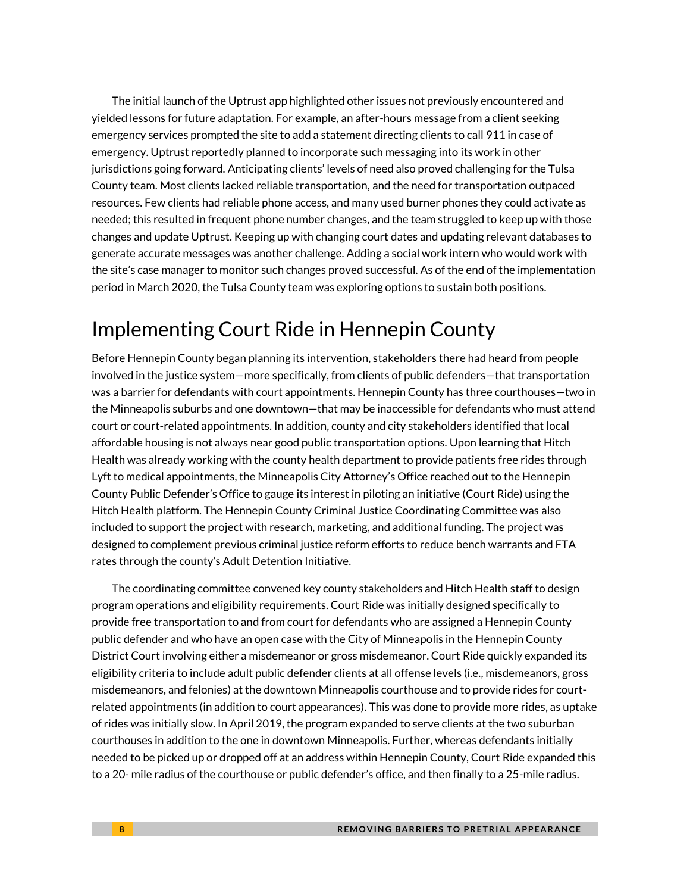The initial launch of the Uptrust app highlighted other issues not previously encountered and yielded lessons for future adaptation. For example, an after-hours message from a client seeking emergency services prompted the site to add a statement directing clients to call 911 in case of emergency. Uptrust reportedly planned to incorporate such messaging into its work in other jurisdictions going forward. Anticipating clients' levels of need also proved challenging for the Tulsa County team. Most clients lacked reliable transportation, and the need for transportation outpaced resources. Few clients had reliable phone access, and many used burner phones they could activate as needed; this resulted in frequent phone number changes, and the team struggled to keep up with those changes and update Uptrust. Keeping up with changing court dates and updating relevant databases to generate accurate messages was another challenge. Adding a social work intern who would work with the site's case manager to monitor such changes proved successful. As of the end of the implementation period in March 2020, the Tulsa County team was exploring options to sustain both positions.

## Implementing Court Ride in Hennepin County

Before Hennepin County began planning its intervention, stakeholders there had heard from people involved in the justice system—more specifically, from clients of public defenders—that transportation was a barrier for defendants with court appointments. Hennepin County has three courthouses—two in the Minneapolis suburbs and one downtown—that may be inaccessible for defendants who must attend court or court-related appointments. In addition, county and city stakeholders identified that local affordable housing is not always near good public transportation options. Upon learning that Hitch Health was already working with the county health department to provide patients free rides through Lyft to medical appointments, the Minneapolis City Attorney's Office reached out to the Hennepin County Public Defender's Office to gauge its interest in piloting an initiative (Court Ride) using the Hitch Health platform. The Hennepin County Criminal Justice Coordinating Committee was also included to support the project with research, marketing, and additional funding. The project was designed to complement previous criminal justice reform efforts to reduce bench warrants and FTA rates through the county's Adult Detention Initiative.

The coordinating committee convened key county stakeholders and Hitch Health staff to design program operations and eligibility requirements. Court Ride was initially designed specifically to provide free transportation to and from court for defendants who are assigned a Hennepin County public defender and who have an open case with the City of Minneapolis in the Hennepin County District Court involving either a misdemeanor or gross misdemeanor. Court Ride quickly expanded its eligibility criteria to include adult public defender clients at all offense levels (i.e., misdemeanors, gross misdemeanors, and felonies) at the downtown Minneapolis courthouse and to provide rides for court-related appointments (in addition to court appearances). This was done to provide more rides, as uptake of rides was initially slow. In April 2019, the program expanded to serve clients at the two suburban courthouses in addition to the one in downtown Minneapolis. Further, whereas defendants initially needed to be picked up or dropped off at an address within Hennepin County, Court Ride expanded this to a 20- mile radius of the courthouse or public defender's office, and then finally to a 25-mile radius.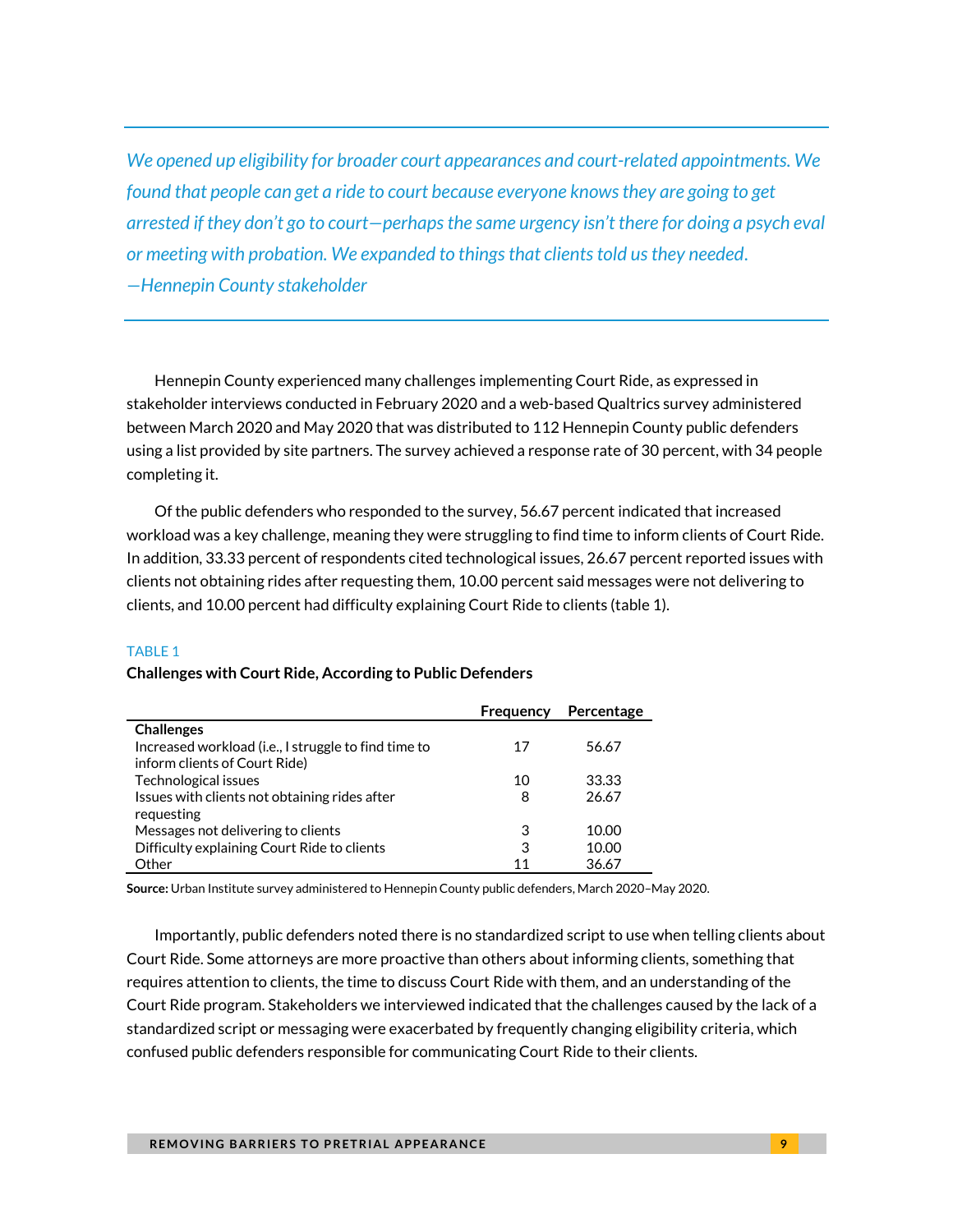*We opened up eligibility for broader court appearances and court-related appointments. We found that people can get a ride to court because everyone knows they are going to get arrested if they don't go to court—perhaps the same urgency isn't there for doing a psych eval or meeting with probation. We expanded to things that clients told us they needed.*
*—Hennepin County stakeholder*

Hennepin County experienced many challenges implementing Court Ride, as expressed in stakeholder interviews conducted in February 2020 and a web-based Qualtrics survey administered between March 2020 and May 2020 that was distributed to 112 Hennepin County public defenders using a list provided by site partners. The survey achieved a response rate of 30 percent, with 34 people completing it.

Of the public defenders who responded to the survey, 56.67 percent indicated that increased workload was a key challenge, meaning they were struggling to find time to inform clients of Court Ride. In addition, 33.33 percent of respondents cited technological issues, 26.67 percent reported issues with clients not obtaining rides after requesting them, 10.00 percent said messages were not delivering to clients, and 10.00 percent had difficulty explaining Court Ride to clients (table 1).

TABLE 1

**Challenges with Court Ride, According to Public Defenders**

| | Frequency | Percentage |
|---|---|---|
| **Challenges** | | |
| Increased workload (i.e., I struggle to find time to inform clients of Court Ride) | 17 | 56.67 |
| Technological issues | 10 | 33.33 |
| Issues with clients not obtaining rides after requesting | 8 | 26.67 |
| Messages not delivering to clients | 3 | 10.00 |
| Difficulty explaining Court Ride to clients | 3 | 10.00 |
| Other | 11 | 36.67 |

**Source:** Urban Institute survey administered to Hennepin County public defenders, March 2020–May 2020.

Importantly, public defenders noted there is no standardized script to use when telling clients about Court Ride. Some attorneys are more proactive than others about informing clients, something that requires attention to clients, the time to discuss Court Ride with them, and an understanding of the Court Ride program. Stakeholders we interviewed indicated that the challenges caused by the lack of a standardized script or messaging were exacerbated by frequently changing eligibility criteria, which confused public defenders responsible for communicating Court Ride to their clients.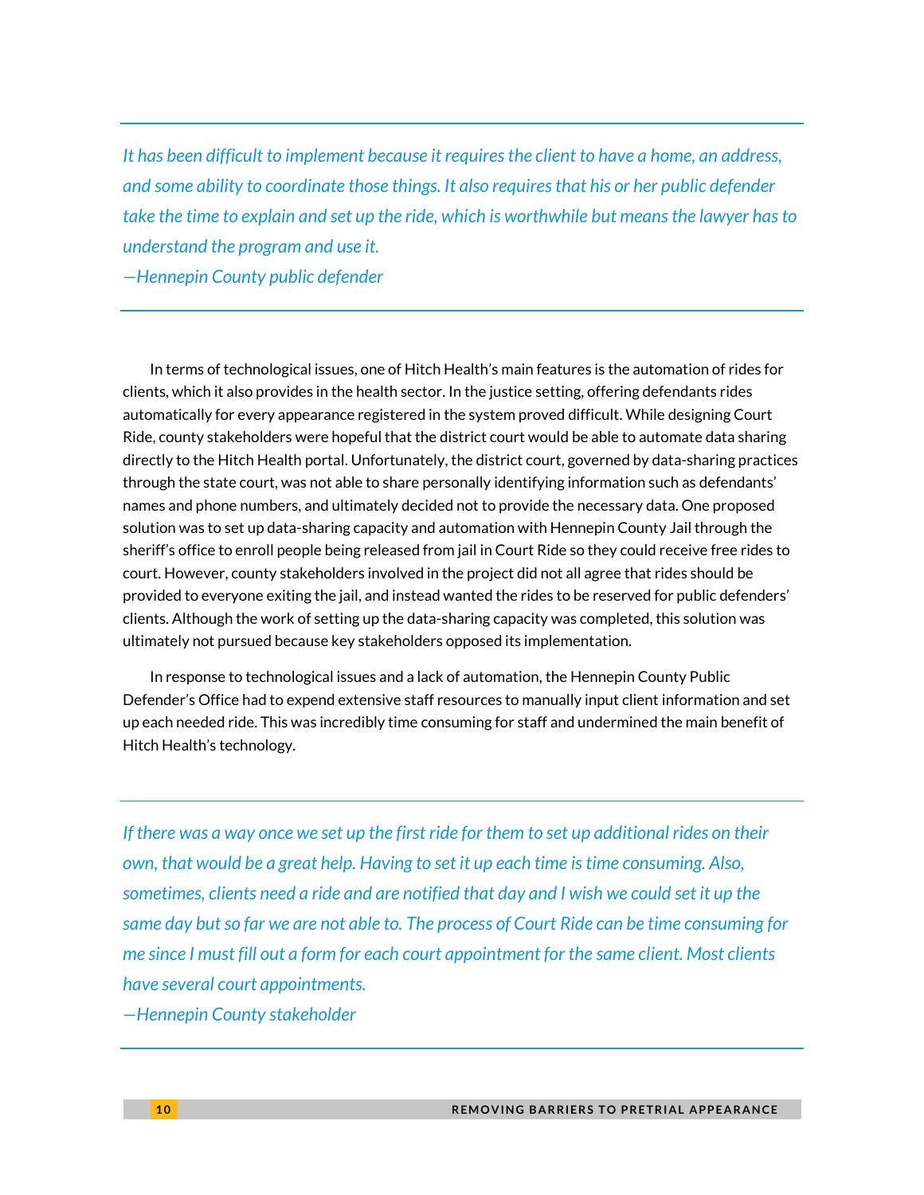*It has been difficult to implement because it requires the client to have a home, an address, and some ability to coordinate those things. It also requires that his or her public defender take the time to explain and set up the ride, which is worthwhile but means the lawyer has to understand the program and use it.*
*—Hennepin County public defender*

In terms of technological issues, one of Hitch Health's main features is the automation of rides for clients, which it also provides in the health sector. In the justice setting, offering defendants rides automatically for every appearance registered in the system proved difficult. While designing Court Ride, county stakeholders were hopeful that the district court would be able to automate data sharing directly to the Hitch Health portal. Unfortunately, the district court, governed by data-sharing practices through the state court, was not able to share personally identifying information such as defendants' names and phone numbers, and ultimately decided not to provide the necessary data. One proposed solution was to set up data-sharing capacity and automation with Hennepin County Jail through the sheriff's office to enroll people being released from jail in Court Ride so they could receive free rides to court. However, county stakeholders involved in the project did not all agree that rides should be provided to everyone exiting the jail, and instead wanted the rides to be reserved for public defenders' clients. Although the work of setting up the data-sharing capacity was completed, this solution was ultimately not pursued because key stakeholders opposed its implementation.

In response to technological issues and a lack of automation, the Hennepin County Public Defender's Office had to expend extensive staff resources to manually input client information and set up each needed ride. This was incredibly time consuming for staff and undermined the main benefit of Hitch Health's technology.

*If there was a way once we set up the first ride for them to set up additional rides on their own, that would be a great help. Having to set it up each time is time consuming. Also, sometimes, clients need a ride and are notified that day and I wish we could set it up the same day but so far we are not able to. The process of Court Ride can be time consuming for me since I must fill out a form for each court appointment for the same client. Most clients have several court appointments.*
*—Hennepin County stakeholder*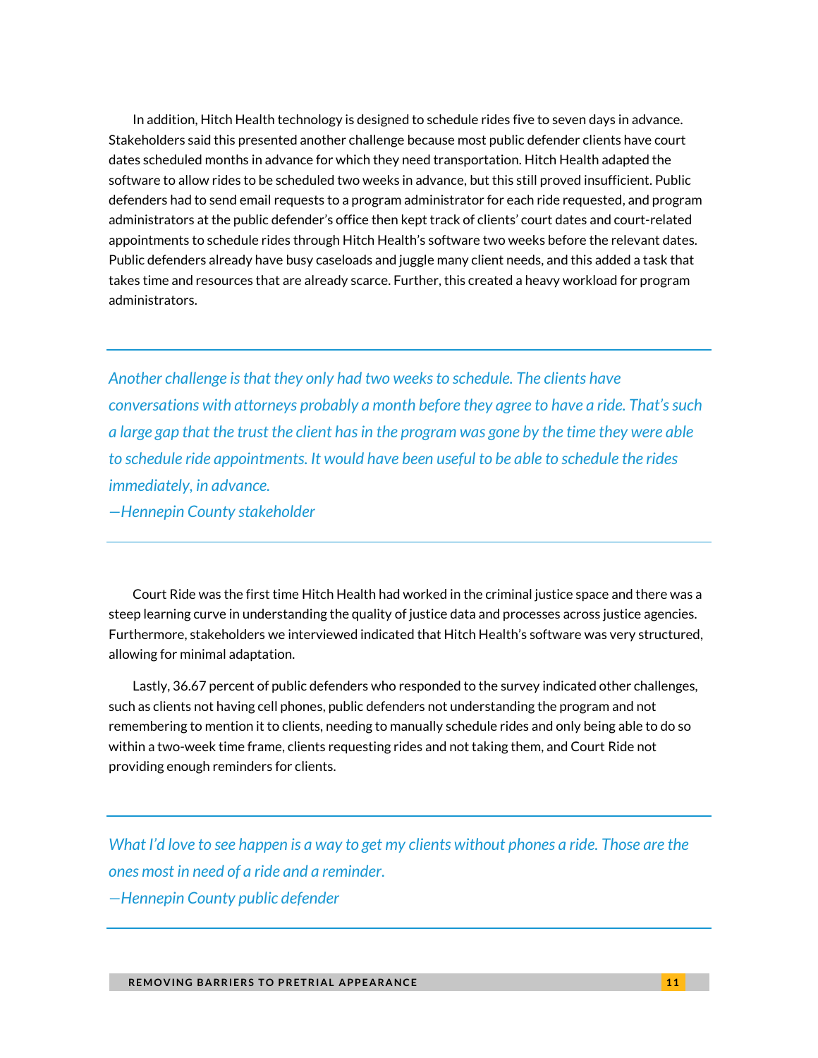In addition, Hitch Health technology is designed to schedule rides five to seven days in advance. Stakeholders said this presented another challenge because most public defender clients have court dates scheduled months in advance for which they need transportation. Hitch Health adapted the software to allow rides to be scheduled two weeks in advance, but this still proved insufficient. Public defenders had to send email requests to a program administrator for each ride requested, and program administrators at the public defender's office then kept track of clients' court dates and court-related appointments to schedule rides through Hitch Health's software two weeks before the relevant dates. Public defenders already have busy caseloads and juggle many client needs, and this added a task that takes time and resources that are already scarce. Further, this created a heavy workload for program administrators.

---

*Another challenge is that they only had two weeks to schedule. The clients have conversations with attorneys probably a month before they agree to have a ride. That's such a large gap that the trust the client has in the program was gone by the time they were able to schedule ride appointments. It would have been useful to be able to schedule the rides immediately, in advance.*
*—Hennepin County stakeholder*

---

Court Ride was the first time Hitch Health had worked in the criminal justice space and there was a steep learning curve in understanding the quality of justice data and processes across justice agencies. Furthermore, stakeholders we interviewed indicated that Hitch Health's software was very structured, allowing for minimal adaptation.

Lastly, 36.67 percent of public defenders who responded to the survey indicated other challenges, such as clients not having cell phones, public defenders not understanding the program and not remembering to mention it to clients, needing to manually schedule rides and only being able to do so within a two-week time frame, clients requesting rides and not taking them, and Court Ride not providing enough reminders for clients.

---

*What I'd love to see happen is a way to get my clients without phones a ride. Those are the ones most in need of a ride and a reminder.*
*—Hennepin County public defender*

---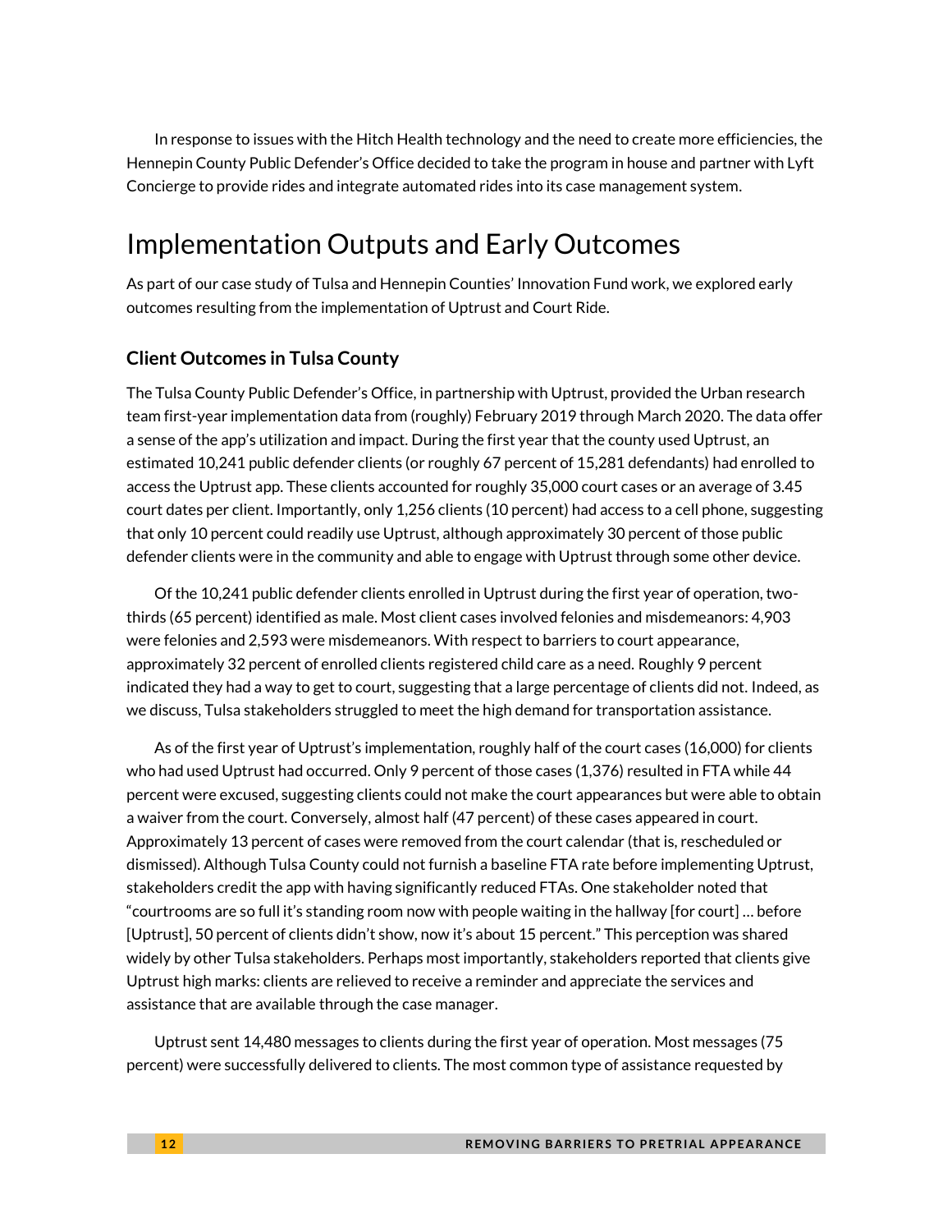In response to issues with the Hitch Health technology and the need to create more efficiencies, the Hennepin County Public Defender's Office decided to take the program in house and partner with Lyft Concierge to provide rides and integrate automated rides into its case management system.

# Implementation Outputs and Early Outcomes

As part of our case study of Tulsa and Hennepin Counties' Innovation Fund work, we explored early outcomes resulting from the implementation of Uptrust and Court Ride.

## Client Outcomes in Tulsa County

The Tulsa County Public Defender's Office, in partnership with Uptrust, provided the Urban research team first-year implementation data from (roughly) February 2019 through March 2020. The data offer a sense of the app's utilization and impact. During the first year that the county used Uptrust, an estimated 10,241 public defender clients (or roughly 67 percent of 15,281 defendants) had enrolled to access the Uptrust app. These clients accounted for roughly 35,000 court cases or an average of 3.45 court dates per client. Importantly, only 1,256 clients (10 percent) had access to a cell phone, suggesting that only 10 percent could readily use Uptrust, although approximately 30 percent of those public defender clients were in the community and able to engage with Uptrust through some other device.

Of the 10,241 public defender clients enrolled in Uptrust during the first year of operation, two-thirds (65 percent) identified as male. Most client cases involved felonies and misdemeanors: 4,903 were felonies and 2,593 were misdemeanors. With respect to barriers to court appearance, approximately 32 percent of enrolled clients registered child care as a need. Roughly 9 percent indicated they had a way to get to court, suggesting that a large percentage of clients did not. Indeed, as we discuss, Tulsa stakeholders struggled to meet the high demand for transportation assistance.

As of the first year of Uptrust's implementation, roughly half of the court cases (16,000) for clients who had used Uptrust had occurred. Only 9 percent of those cases (1,376) resulted in FTA while 44 percent were excused, suggesting clients could not make the court appearances but were able to obtain a waiver from the court. Conversely, almost half (47 percent) of these cases appeared in court. Approximately 13 percent of cases were removed from the court calendar (that is, rescheduled or dismissed). Although Tulsa County could not furnish a baseline FTA rate before implementing Uptrust, stakeholders credit the app with having significantly reduced FTAs. One stakeholder noted that "courtrooms are so full it's standing room now with people waiting in the hallway [for court] … before [Uptrust], 50 percent of clients didn't show, now it's about 15 percent." This perception was shared widely by other Tulsa stakeholders. Perhaps most importantly, stakeholders reported that clients give Uptrust high marks: clients are relieved to receive a reminder and appreciate the services and assistance that are available through the case manager.

Uptrust sent 14,480 messages to clients during the first year of operation. Most messages (75 percent) were successfully delivered to clients. The most common type of assistance requested by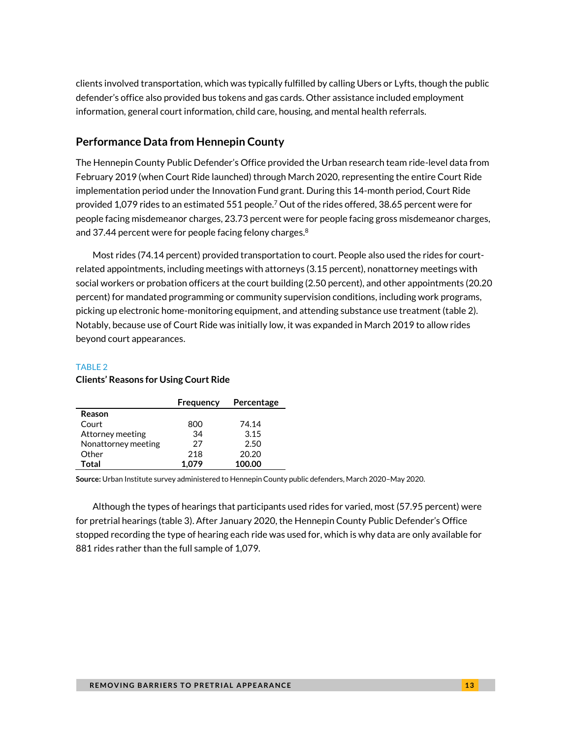clients involved transportation, which was typically fulfilled by calling Ubers or Lyfts, though the public defender's office also provided bus tokens and gas cards. Other assistance included employment information, general court information, child care, housing, and mental health referrals.

## Performance Data from Hennepin County

The Hennepin County Public Defender's Office provided the Urban research team ride-level data from February 2019 (when Court Ride launched) through March 2020, representing the entire Court Ride implementation period under the Innovation Fund grant. During this 14-month period, Court Ride provided 1,079 rides to an estimated 551 people.[7] Out of the rides offered, 38.65 percent were for people facing misdemeanor charges, 23.73 percent were for people facing gross misdemeanor charges, and 37.44 percent were for people facing felony charges.[8]

Most rides (74.14 percent) provided transportation to court. People also used the rides for court-related appointments, including meetings with attorneys (3.15 percent), nonattorney meetings with social workers or probation officers at the court building (2.50 percent), and other appointments (20.20 percent) for mandated programming or community supervision conditions, including work programs, picking up electronic home-monitoring equipment, and attending substance use treatment (table 2). Notably, because use of Court Ride was initially low, it was expanded in March 2019 to allow rides beyond court appearances.

TABLE 2

**Clients' Reasons for Using Court Ride**

| | Frequency | Percentage |
|---|---|---|
| **Reason** | | |
| Court | 800 | 74.14 |
| Attorney meeting | 34 | 3.15 |
| Nonattorney meeting | 27 | 2.50 |
| Other | 218 | 20.20 |
| **Total** | **1,079** | **100.00** |

**Source:** Urban Institute survey administered to Hennepin County public defenders, March 2020–May 2020.

Although the types of hearings that participants used rides for varied, most (57.95 percent) were for pretrial hearings (table 3). After January 2020, the Hennepin County Public Defender's Office stopped recording the type of hearing each ride was used for, which is why data are only available for 881 rides rather than the full sample of 1,079.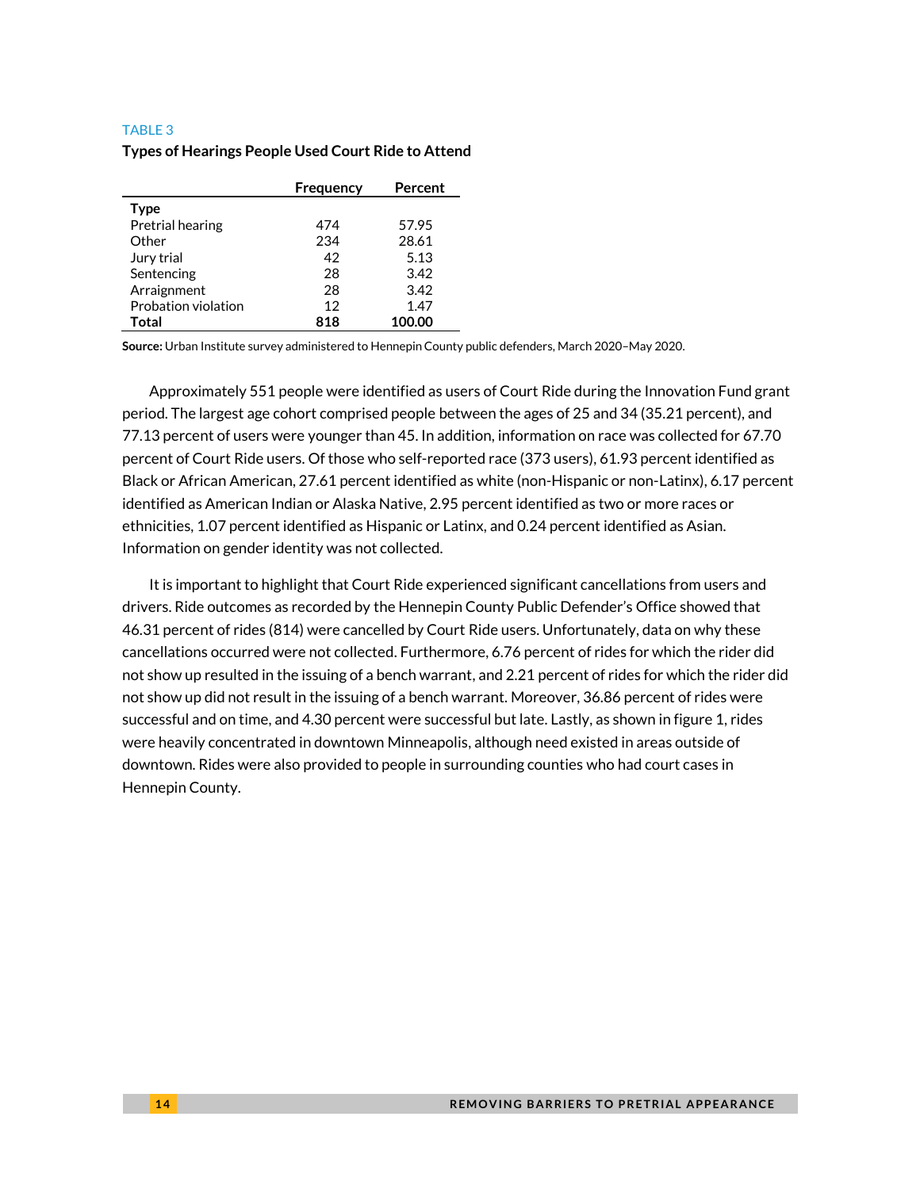TABLE 3

**Types of Hearings People Used Court Ride to Attend**

| | Frequency | Percent |
|---|---|---|
| **Type** | | |
| Pretrial hearing | 474 | 57.95 |
| Other | 234 | 28.61 |
| Jury trial | 42 | 5.13 |
| Sentencing | 28 | 3.42 |
| Arraignment | 28 | 3.42 |
| Probation violation | 12 | 1.47 |
| **Total** | **818** | **100.00** |

**Source:** Urban Institute survey administered to Hennepin County public defenders, March 2020–May 2020.

Approximately 551 people were identified as users of Court Ride during the Innovation Fund grant period. The largest age cohort comprised people between the ages of 25 and 34 (35.21 percent), and 77.13 percent of users were younger than 45. In addition, information on race was collected for 67.70 percent of Court Ride users. Of those who self-reported race (373 users), 61.93 percent identified as Black or African American, 27.61 percent identified as white (non-Hispanic or non-Latinx), 6.17 percent identified as American Indian or Alaska Native, 2.95 percent identified as two or more races or ethnicities, 1.07 percent identified as Hispanic or Latinx, and 0.24 percent identified as Asian. Information on gender identity was not collected.

It is important to highlight that Court Ride experienced significant cancellations from users and drivers. Ride outcomes as recorded by the Hennepin County Public Defender's Office showed that 46.31 percent of rides (814) were cancelled by Court Ride users. Unfortunately, data on why these cancellations occurred were not collected. Furthermore, 6.76 percent of rides for which the rider did not show up resulted in the issuing of a bench warrant, and 2.21 percent of rides for which the rider did not show up did not result in the issuing of a bench warrant. Moreover, 36.86 percent of rides were successful and on time, and 4.30 percent were successful but late. Lastly, as shown in figure 1, rides were heavily concentrated in downtown Minneapolis, although need existed in areas outside of downtown. Rides were also provided to people in surrounding counties who had court cases in Hennepin County.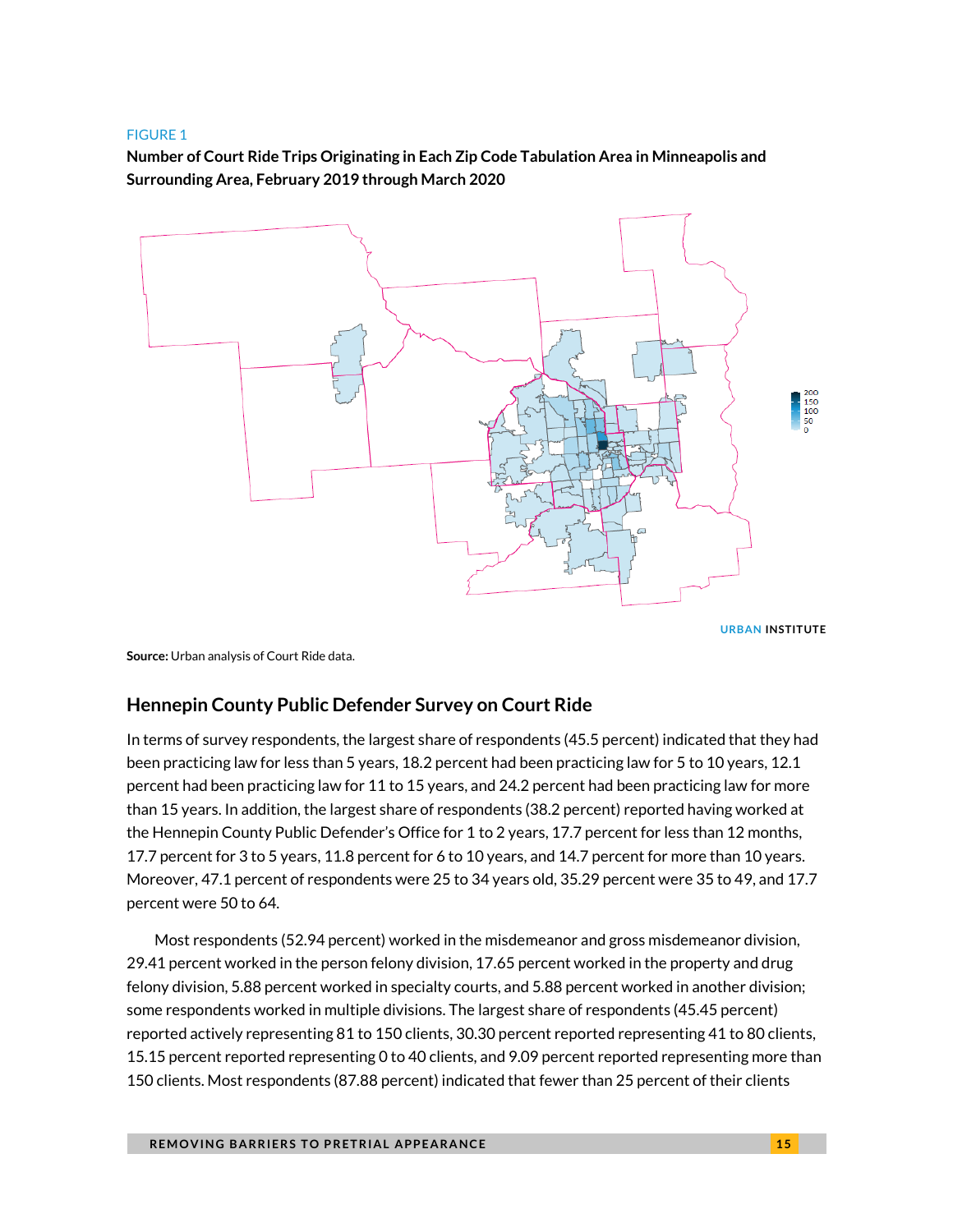FIGURE 1

**Number of Court Ride Trips Originating in Each Zip Code Tabulation Area in Minneapolis and Surrounding Area, February 2019 through March 2020**

**Source:** Urban analysis of Court Ride data.

## Hennepin County Public Defender Survey on Court Ride

In terms of survey respondents, the largest share of respondents (45.5 percent) indicated that they had been practicing law for less than 5 years, 18.2 percent had been practicing law for 5 to 10 years, 12.1 percent had been practicing law for 11 to 15 years, and 24.2 percent had been practicing law for more than 15 years. In addition, the largest share of respondents (38.2 percent) reported having worked at the Hennepin County Public Defender's Office for 1 to 2 years, 17.7 percent for less than 12 months, 17.7 percent for 3 to 5 years, 11.8 percent for 6 to 10 years, and 14.7 percent for more than 10 years. Moreover, 47.1 percent of respondents were 25 to 34 years old, 35.29 percent were 35 to 49, and 17.7 percent were 50 to 64.

Most respondents (52.94 percent) worked in the misdemeanor and gross misdemeanor division, 29.41 percent worked in the person felony division, 17.65 percent worked in the property and drug felony division, 5.88 percent worked in specialty courts, and 5.88 percent worked in another division; some respondents worked in multiple divisions. The largest share of respondents (45.45 percent) reported actively representing 81 to 150 clients, 30.30 percent reported representing 41 to 80 clients, 15.15 percent reported representing 0 to 40 clients, and 9.09 percent reported representing more than 150 clients. Most respondents (87.88 percent) indicated that fewer than 25 percent of their clients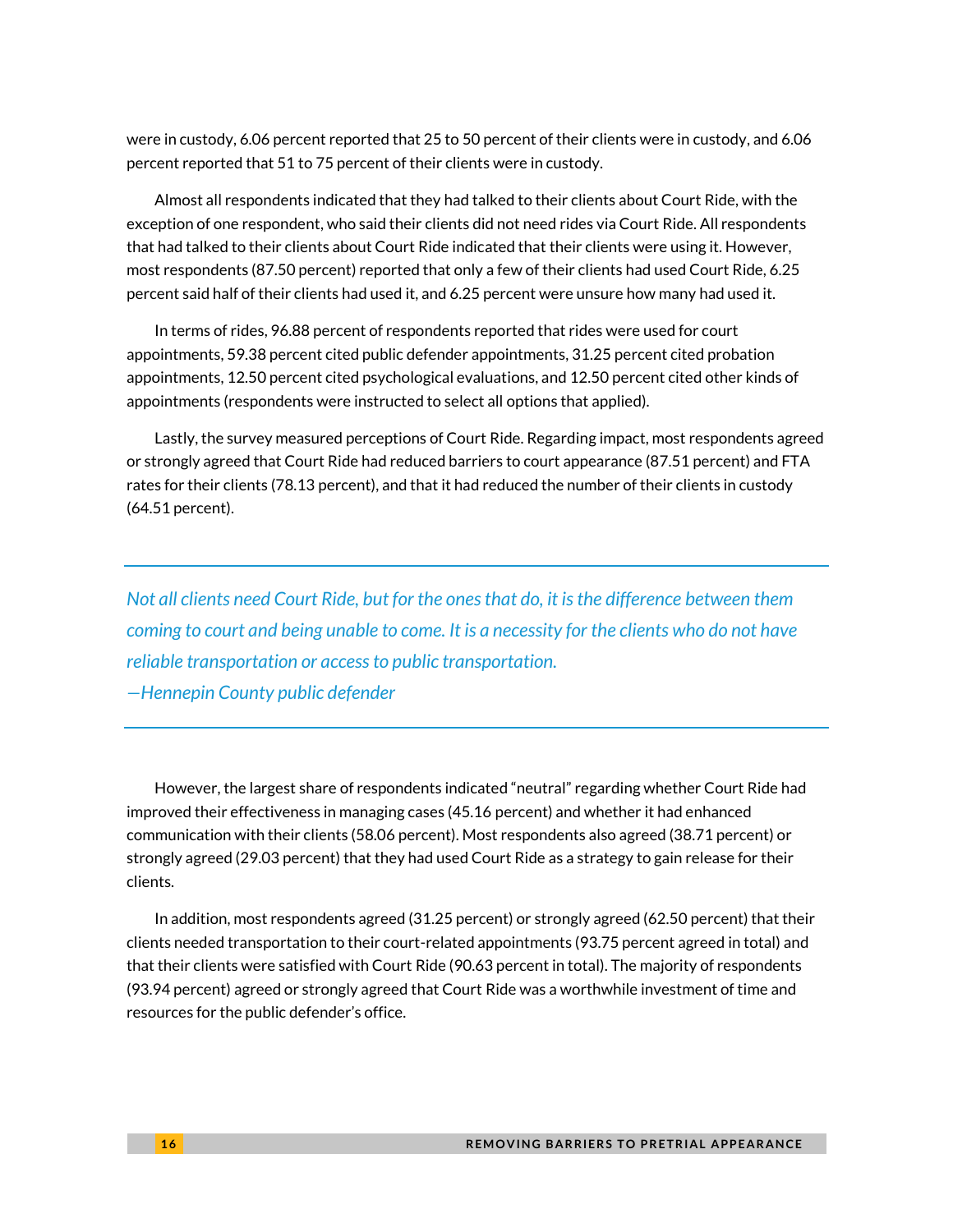were in custody, 6.06 percent reported that 25 to 50 percent of their clients were in custody, and 6.06 percent reported that 51 to 75 percent of their clients were in custody.

Almost all respondents indicated that they had talked to their clients about Court Ride, with the exception of one respondent, who said their clients did not need rides via Court Ride. All respondents that had talked to their clients about Court Ride indicated that their clients were using it. However, most respondents (87.50 percent) reported that only a few of their clients had used Court Ride, 6.25 percent said half of their clients had used it, and 6.25 percent were unsure how many had used it.

In terms of rides, 96.88 percent of respondents reported that rides were used for court appointments, 59.38 percent cited public defender appointments, 31.25 percent cited probation appointments, 12.50 percent cited psychological evaluations, and 12.50 percent cited other kinds of appointments (respondents were instructed to select all options that applied).

Lastly, the survey measured perceptions of Court Ride. Regarding impact, most respondents agreed or strongly agreed that Court Ride had reduced barriers to court appearance (87.51 percent) and FTA rates for their clients (78.13 percent), and that it had reduced the number of their clients in custody (64.51 percent).

---

*Not all clients need Court Ride, but for the ones that do, it is the difference between them coming to court and being unable to come. It is a necessity for the clients who do not have reliable transportation or access to public transportation.*
*—Hennepin County public defender*

---

However, the largest share of respondents indicated "neutral" regarding whether Court Ride had improved their effectiveness in managing cases (45.16 percent) and whether it had enhanced communication with their clients (58.06 percent). Most respondents also agreed (38.71 percent) or strongly agreed (29.03 percent) that they had used Court Ride as a strategy to gain release for their clients.

In addition, most respondents agreed (31.25 percent) or strongly agreed (62.50 percent) that their clients needed transportation to their court-related appointments (93.75 percent agreed in total) and that their clients were satisfied with Court Ride (90.63 percent in total). The majority of respondents (93.94 percent) agreed or strongly agreed that Court Ride was a worthwhile investment of time and resources for the public defender's office.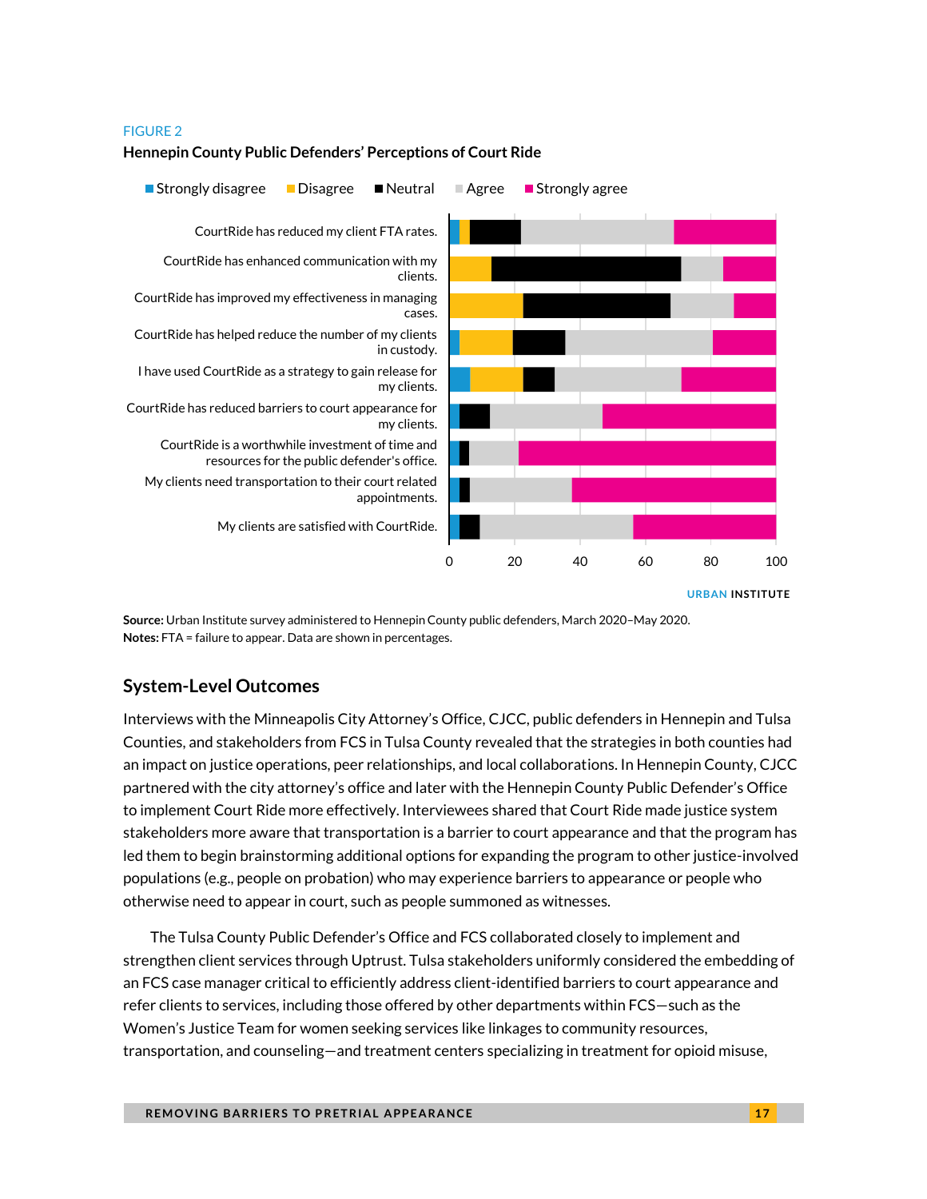FIGURE 2

**Hennepin County Public Defenders' Perceptions of Court Ride**

Strongly disagree | Disagree | Neutral | Agree | Strongly agree

CourtRide has reduced my client FTA rates.

CourtRide has enhanced communication with my clients.

CourtRide has improved my effectiveness in managing cases.

CourtRide has helped reduce the number of my clients in custody.

I have used CourtRide as a strategy to gain release for my clients.

CourtRide has reduced barriers to court appearance for my clients.

CourtRide is a worthwhile investment of time and resources for the public defender's office.

My clients need transportation to their court related appointments.

My clients are satisfied with CourtRide.

0 20 40 60 80 100

URBAN INSTITUTE

**Source:** Urban Institute survey administered to Hennepin County public defenders, March 2020–May 2020.
**Notes:** FTA = failure to appear. Data are shown in percentages.

## System-Level Outcomes

Interviews with the Minneapolis City Attorney's Office, CJCC, public defenders in Hennepin and Tulsa Counties, and stakeholders from FCS in Tulsa County revealed that the strategies in both counties had an impact on justice operations, peer relationships, and local collaborations. In Hennepin County, CJCC partnered with the city attorney's office and later with the Hennepin County Public Defender's Office to implement Court Ride more effectively. Interviewees shared that Court Ride made justice system stakeholders more aware that transportation is a barrier to court appearance and that the program has led them to begin brainstorming additional options for expanding the program to other justice-involved populations (e.g., people on probation) who may experience barriers to appearance or people who otherwise need to appear in court, such as people summoned as witnesses.

The Tulsa County Public Defender's Office and FCS collaborated closely to implement and strengthen client services through Uptrust. Tulsa stakeholders uniformly considered the embedding of an FCS case manager critical to efficiently address client-identified barriers to court appearance and refer clients to services, including those offered by other departments within FCS—such as the Women's Justice Team for women seeking services like linkages to community resources, transportation, and counseling—and treatment centers specializing in treatment for opioid misuse,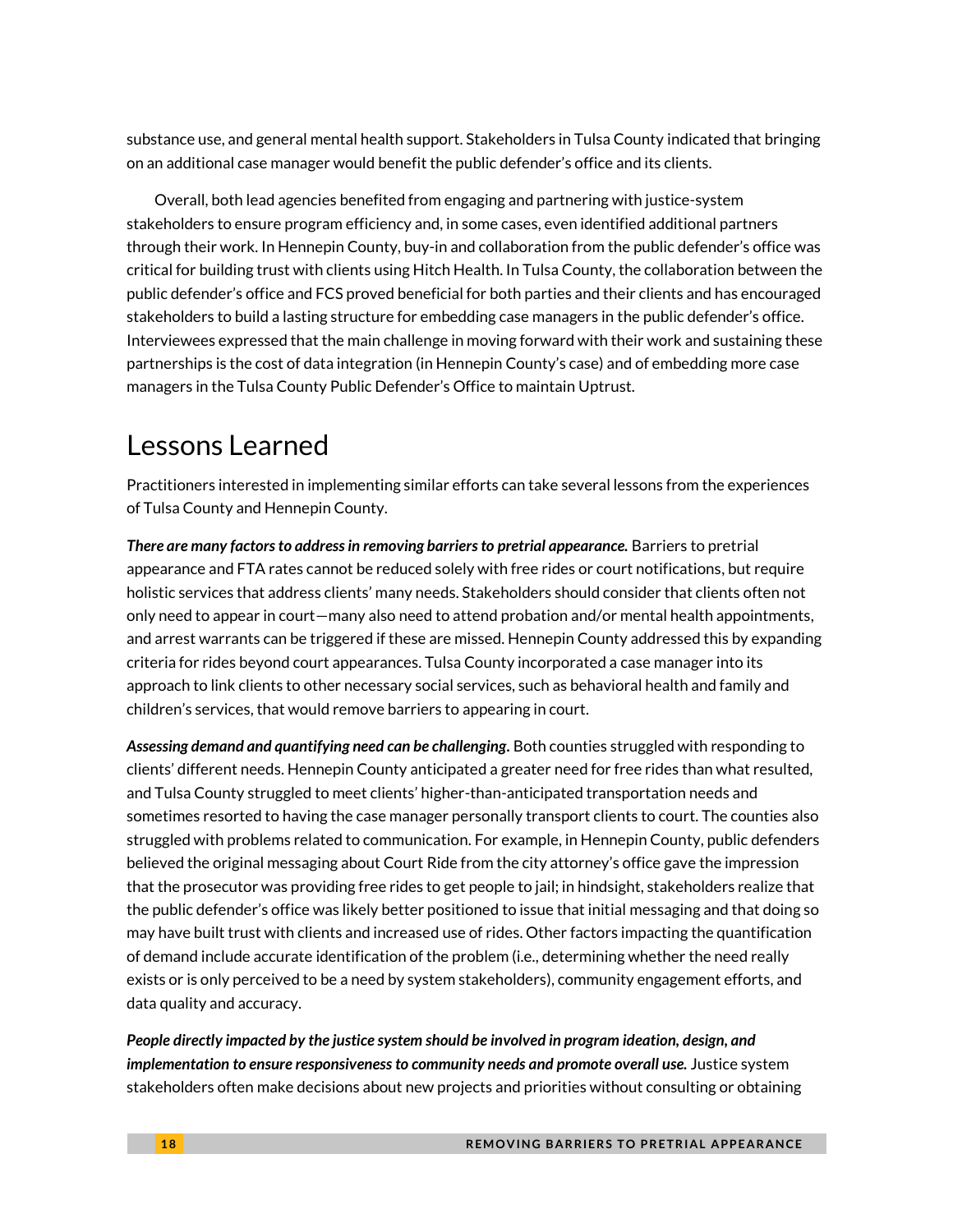substance use, and general mental health support. Stakeholders in Tulsa County indicated that bringing on an additional case manager would benefit the public defender's office and its clients.

Overall, both lead agencies benefited from engaging and partnering with justice-system stakeholders to ensure program efficiency and, in some cases, even identified additional partners through their work. In Hennepin County, buy-in and collaboration from the public defender's office was critical for building trust with clients using Hitch Health. In Tulsa County, the collaboration between the public defender's office and FCS proved beneficial for both parties and their clients and has encouraged stakeholders to build a lasting structure for embedding case managers in the public defender's office. Interviewees expressed that the main challenge in moving forward with their work and sustaining these partnerships is the cost of data integration (in Hennepin County's case) and of embedding more case managers in the Tulsa County Public Defender's Office to maintain Uptrust.

## Lessons Learned

Practitioners interested in implementing similar efforts can take several lessons from the experiences of Tulsa County and Hennepin County.

***There are many factors to address in removing barriers to pretrial appearance.*** Barriers to pretrial appearance and FTA rates cannot be reduced solely with free rides or court notifications, but require holistic services that address clients' many needs. Stakeholders should consider that clients often not only need to appear in court—many also need to attend probation and/or mental health appointments, and arrest warrants can be triggered if these are missed. Hennepin County addressed this by expanding criteria for rides beyond court appearances. Tulsa County incorporated a case manager into its approach to link clients to other necessary social services, such as behavioral health and family and children's services, that would remove barriers to appearing in court.

***Assessing demand and quantifying need can be challenging.*** Both counties struggled with responding to clients' different needs. Hennepin County anticipated a greater need for free rides than what resulted, and Tulsa County struggled to meet clients' higher-than-anticipated transportation needs and sometimes resorted to having the case manager personally transport clients to court. The counties also struggled with problems related to communication. For example, in Hennepin County, public defenders believed the original messaging about Court Ride from the city attorney's office gave the impression that the prosecutor was providing free rides to get people to jail; in hindsight, stakeholders realize that the public defender's office was likely better positioned to issue that initial messaging and that doing so may have built trust with clients and increased use of rides. Other factors impacting the quantification of demand include accurate identification of the problem (i.e., determining whether the need really exists or is only perceived to be a need by system stakeholders), community engagement efforts, and data quality and accuracy.

***People directly impacted by the justice system should be involved in program ideation, design, and implementation to ensure responsiveness to community needs and promote overall use.*** Justice system stakeholders often make decisions about new projects and priorities without consulting or obtaining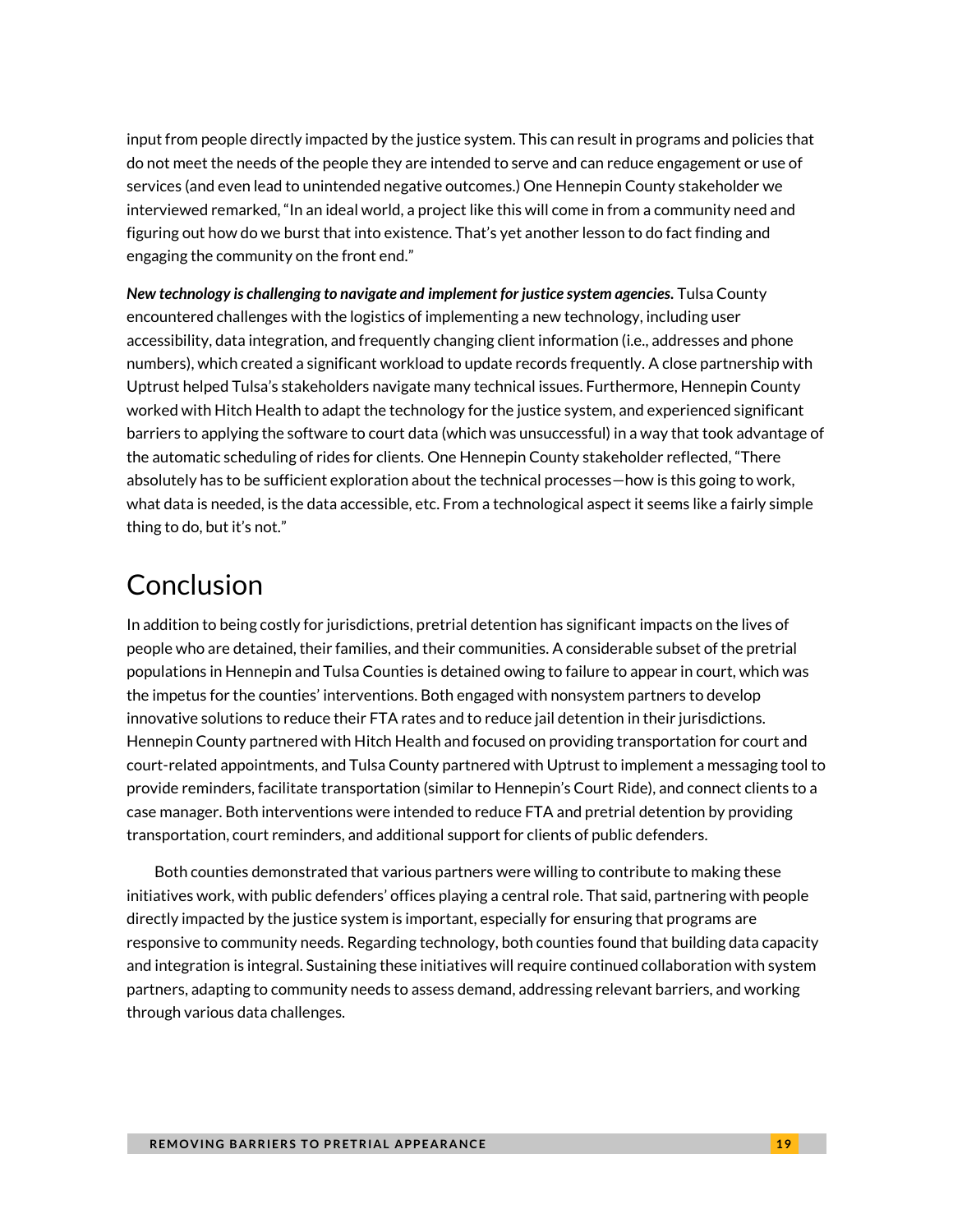input from people directly impacted by the justice system. This can result in programs and policies that do not meet the needs of the people they are intended to serve and can reduce engagement or use of services (and even lead to unintended negative outcomes.) One Hennepin County stakeholder we interviewed remarked, “In an ideal world, a project like this will come in from a community need and figuring out how do we burst that into existence. That’s yet another lesson to do fact finding and engaging the community on the front end.”

***New technology is challenging to navigate and implement for justice system agencies.*** Tulsa County encountered challenges with the logistics of implementing a new technology, including user accessibility, data integration, and frequently changing client information (i.e., addresses and phone numbers), which created a significant workload to update records frequently. A close partnership with Uptrust helped Tulsa’s stakeholders navigate many technical issues. Furthermore, Hennepin County worked with Hitch Health to adapt the technology for the justice system, and experienced significant barriers to applying the software to court data (which was unsuccessful) in a way that took advantage of the automatic scheduling of rides for clients. One Hennepin County stakeholder reflected, “There absolutely has to be sufficient exploration about the technical processes—how is this going to work, what data is needed, is the data accessible, etc. From a technological aspect it seems like a fairly simple thing to do, but it’s not.”

# Conclusion

In addition to being costly for jurisdictions, pretrial detention has significant impacts on the lives of people who are detained, their families, and their communities. A considerable subset of the pretrial populations in Hennepin and Tulsa Counties is detained owing to failure to appear in court, which was the impetus for the counties’ interventions. Both engaged with nonsystem partners to develop innovative solutions to reduce their FTA rates and to reduce jail detention in their jurisdictions. Hennepin County partnered with Hitch Health and focused on providing transportation for court and court-related appointments, and Tulsa County partnered with Uptrust to implement a messaging tool to provide reminders, facilitate transportation (similar to Hennepin’s Court Ride), and connect clients to a case manager. Both interventions were intended to reduce FTA and pretrial detention by providing transportation, court reminders, and additional support for clients of public defenders.

Both counties demonstrated that various partners were willing to contribute to making these initiatives work, with public defenders’ offices playing a central role. That said, partnering with people directly impacted by the justice system is important, especially for ensuring that programs are responsive to community needs. Regarding technology, both counties found that building data capacity and integration is integral. Sustaining these initiatives will require continued collaboration with system partners, adapting to community needs to assess demand, addressing relevant barriers, and working through various data challenges.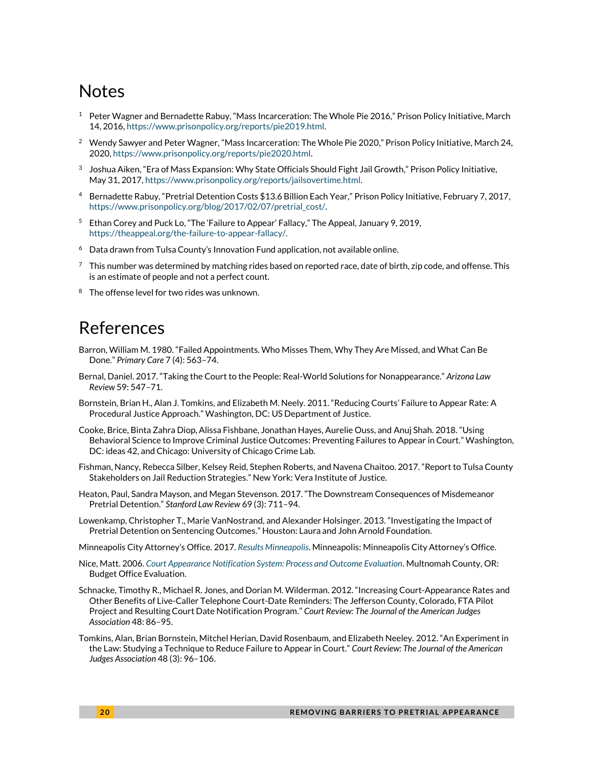## Notes

[1] Peter Wagner and Bernadette Rabuy, "Mass Incarceration: The Whole Pie 2016," Prison Policy Initiative, March 14, 2016, https://www.prisonpolicy.org/reports/pie2019.html.

[2] Wendy Sawyer and Peter Wagner, "Mass Incarceration: The Whole Pie 2020," Prison Policy Initiative, March 24, 2020, https://www.prisonpolicy.org/reports/pie2020.html.

[3] Joshua Aiken, "Era of Mass Expansion: Why State Officials Should Fight Jail Growth," Prison Policy Initiative, May 31, 2017, https://www.prisonpolicy.org/reports/jailsovertime.html.

[4] Bernadette Rabuy, "Pretrial Detention Costs $13.6 Billion Each Year," Prison Policy Initiative, February 7, 2017, https://www.prisonpolicy.org/blog/2017/02/07/pretrial_cost/.

[5] Ethan Corey and Puck Lo, "The 'Failure to Appear' Fallacy," The Appeal, January 9, 2019, https://theappeal.org/the-failure-to-appear-fallacy/.

[6] Data drawn from Tulsa County's Innovation Fund application, not available online.

[7] This number was determined by matching rides based on reported race, date of birth, zip code, and offense. This is an estimate of people and not a perfect count.

[8] The offense level for two rides was unknown.

## References

Barron, William M. 1980. "Failed Appointments. Who Misses Them, Why They Are Missed, and What Can Be Done." *Primary Care* 7 (4): 563–74.

Bernal, Daniel. 2017. "Taking the Court to the People: Real-World Solutions for Nonappearance." *Arizona Law Review* 59: 547–71.

Bornstein, Brian H., Alan J. Tomkins, and Elizabeth M. Neely. 2011. "Reducing Courts' Failure to Appear Rate: A Procedural Justice Approach." Washington, DC: US Department of Justice.

Cooke, Brice, Binta Zahra Diop, Alissa Fishbane, Jonathan Hayes, Aurelie Ouss, and Anuj Shah. 2018. "Using Behavioral Science to Improve Criminal Justice Outcomes: Preventing Failures to Appear in Court." Washington, DC: ideas 42, and Chicago: University of Chicago Crime Lab.

Fishman, Nancy, Rebecca Silber, Kelsey Reid, Stephen Roberts, and Navena Chaitoo. 2017. "Report to Tulsa County Stakeholders on Jail Reduction Strategies." New York: Vera Institute of Justice.

Heaton, Paul, Sandra Mayson, and Megan Stevenson. 2017. "The Downstream Consequences of Misdemeanor Pretrial Detention." *Stanford Law Review* 69 (3): 711–94.

Lowenkamp, Christopher T., Marie VanNostrand, and Alexander Holsinger. 2013. "Investigating the Impact of Pretrial Detention on Sentencing Outcomes." Houston: Laura and John Arnold Foundation.

Minneapolis City Attorney's Office. 2017. *Results Minneapolis*. Minneapolis: Minneapolis City Attorney's Office.

Nice, Matt. 2006. *Court Appearance Notification System: Process and Outcome Evaluation*. Multnomah County, OR: Budget Office Evaluation.

Schnacke, Timothy R., Michael R. Jones, and Dorian M. Wilderman. 2012. "Increasing Court-Appearance Rates and Other Benefits of Live-Caller Telephone Court-Date Reminders: The Jefferson County, Colorado, FTA Pilot Project and Resulting Court Date Notification Program." *Court Review: The Journal of the American Judges Association* 48: 86–95.

Tomkins, Alan, Brian Bornstein, Mitchel Herian, David Rosenbaum, and Elizabeth Neeley. 2012. "An Experiment in the Law: Studying a Technique to Reduce Failure to Appear in Court." *Court Review: The Journal of the American Judges Association* 48 (3): 96–106.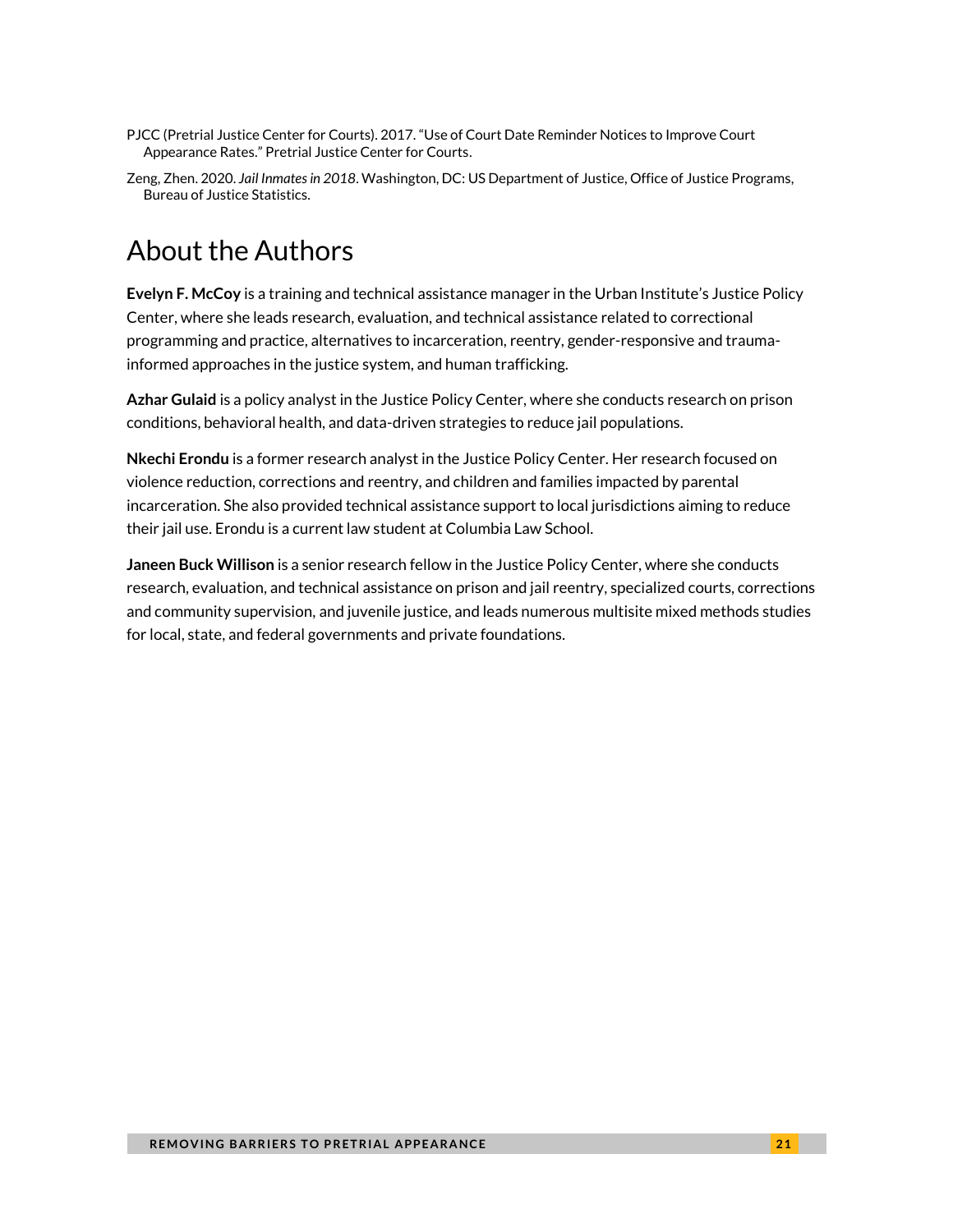PJCC (Pretrial Justice Center for Courts). 2017. "Use of Court Date Reminder Notices to Improve Court Appearance Rates." Pretrial Justice Center for Courts.

Zeng, Zhen. 2020. *Jail Inmates in 2018*. Washington, DC: US Department of Justice, Office of Justice Programs, Bureau of Justice Statistics.

# About the Authors

**Evelyn F. McCoy** is a training and technical assistance manager in the Urban Institute's Justice Policy Center, where she leads research, evaluation, and technical assistance related to correctional programming and practice, alternatives to incarceration, reentry, gender-responsive and trauma-informed approaches in the justice system, and human trafficking.

**Azhar Gulaid** is a policy analyst in the Justice Policy Center, where she conducts research on prison conditions, behavioral health, and data-driven strategies to reduce jail populations.

**Nkechi Erondu** is a former research analyst in the Justice Policy Center. Her research focused on violence reduction, corrections and reentry, and children and families impacted by parental incarceration. She also provided technical assistance support to local jurisdictions aiming to reduce their jail use. Erondu is a current law student at Columbia Law School.

**Janeen Buck Willison** is a senior research fellow in the Justice Policy Center, where she conducts research, evaluation, and technical assistance on prison and jail reentry, specialized courts, corrections and community supervision, and juvenile justice, and leads numerous multisite mixed methods studies for local, state, and federal governments and private foundations.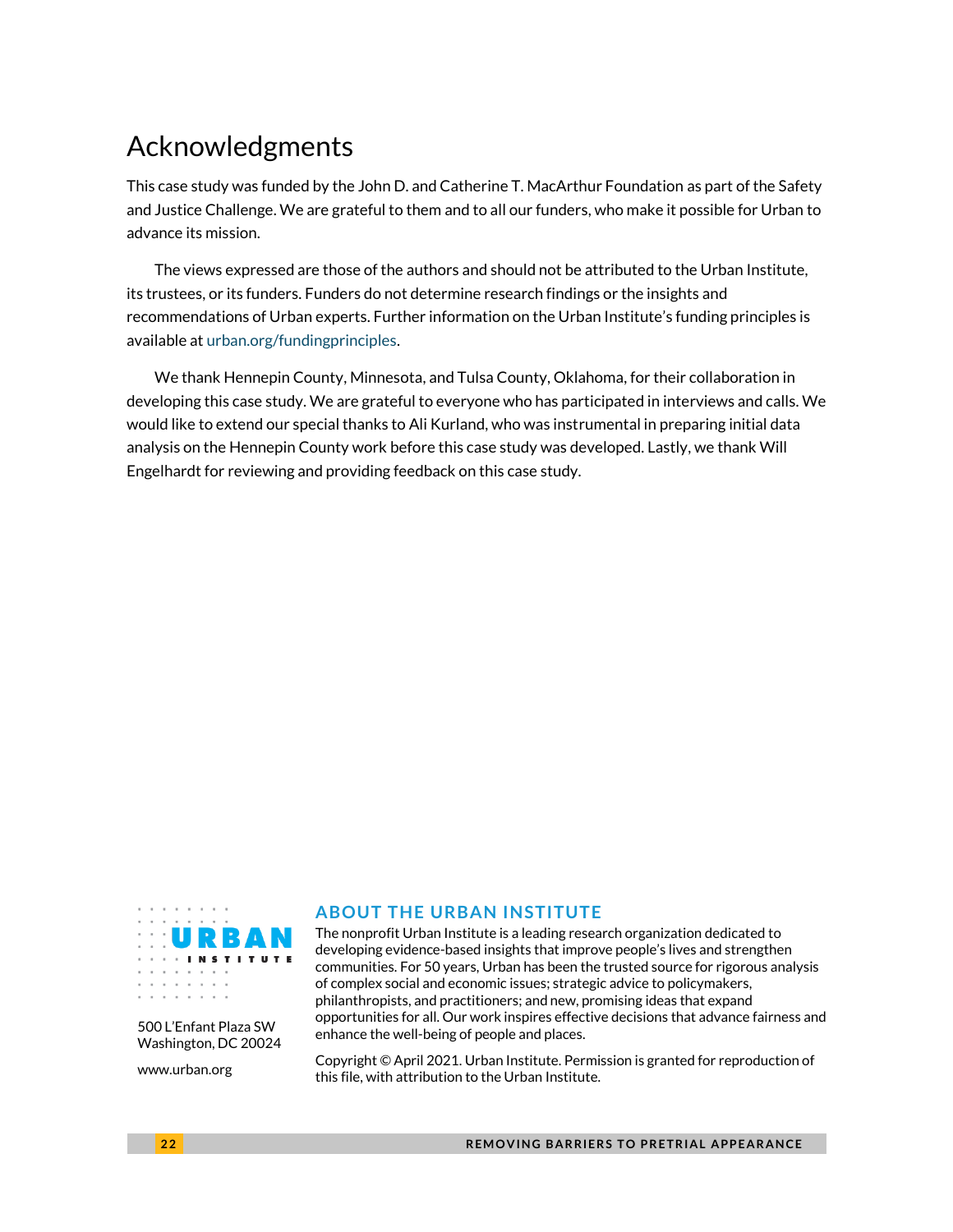# Acknowledgments

This case study was funded by the John D. and Catherine T. MacArthur Foundation as part of the Safety and Justice Challenge. We are grateful to them and to all our funders, who make it possible for Urban to advance its mission.

The views expressed are those of the authors and should not be attributed to the Urban Institute, its trustees, or its funders. Funders do not determine research findings or the insights and recommendations of Urban experts. Further information on the Urban Institute's funding principles is available at urban.org/fundingprinciples.

We thank Hennepin County, Minnesota, and Tulsa County, Oklahoma, for their collaboration in developing this case study. We are grateful to everyone who has participated in interviews and calls. We would like to extend our special thanks to Ali Kurland, who was instrumental in preparing initial data analysis on the Hennepin County work before this case study was developed. Lastly, we thank Will Engelhardt for reviewing and providing feedback on this case study.

URBAN INSTITUTE

500 L'Enfant Plaza SW
Washington, DC 20024

www.urban.org

## ABOUT THE URBAN INSTITUTE

The nonprofit Urban Institute is a leading research organization dedicated to developing evidence-based insights that improve people's lives and strengthen communities. For 50 years, Urban has been the trusted source for rigorous analysis of complex social and economic issues; strategic advice to policymakers, philanthropists, and practitioners; and new, promising ideas that expand opportunities for all. Our work inspires effective decisions that advance fairness and enhance the well-being of people and places.

Copyright © April 2021. Urban Institute. Permission is granted for reproduction of this file, with attribution to the Urban Institute.